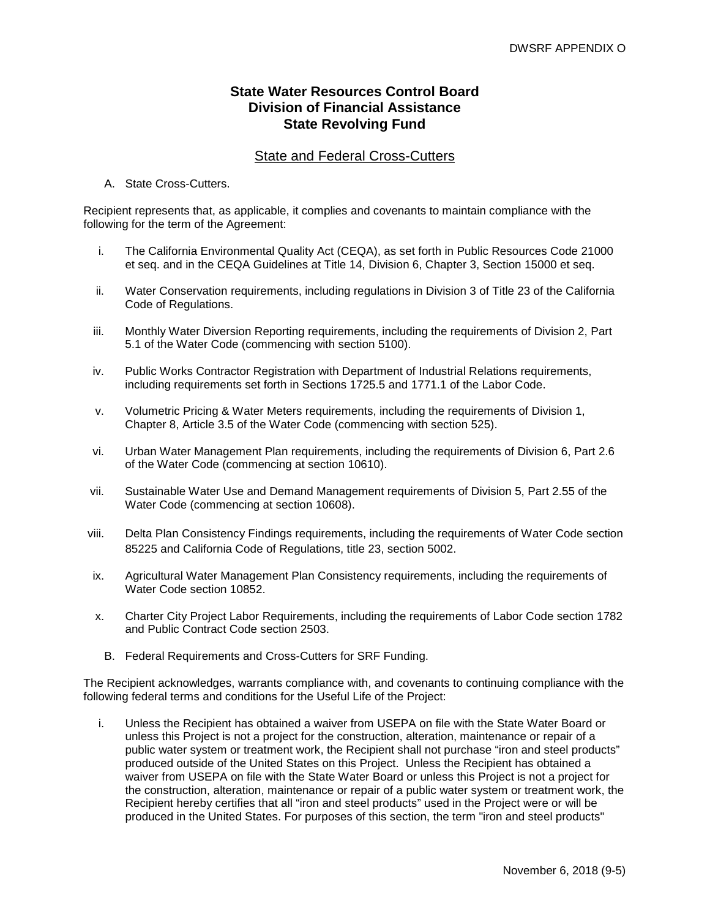# State Water Resources Control Board
# Division of Financial Assistance
# State Revolving Fund

## State and Federal Cross-Cutters

A. State Cross-Cutters.

Recipient represents that, as applicable, it complies and covenants to maintain compliance with the following for the term of the Agreement:

i. The California Environmental Quality Act (CEQA), as set forth in Public Resources Code 21000 et seq. and in the CEQA Guidelines at Title 14, Division 6, Chapter 3, Section 15000 et seq.

ii. Water Conservation requirements, including regulations in Division 3 of Title 23 of the California Code of Regulations.

iii. Monthly Water Diversion Reporting requirements, including the requirements of Division 2, Part 5.1 of the Water Code (commencing with section 5100).

iv. Public Works Contractor Registration with Department of Industrial Relations requirements, including requirements set forth in Sections 1725.5 and 1771.1 of the Labor Code.

v. Volumetric Pricing & Water Meters requirements, including the requirements of Division 1, Chapter 8, Article 3.5 of the Water Code (commencing with section 525).

vi. Urban Water Management Plan requirements, including the requirements of Division 6, Part 2.6 of the Water Code (commencing at section 10610).

vii. Sustainable Water Use and Demand Management requirements of Division 5, Part 2.55 of the Water Code (commencing at section 10608).

viii. Delta Plan Consistency Findings requirements, including the requirements of Water Code section 85225 and California Code of Regulations, title 23, section 5002.

ix. Agricultural Water Management Plan Consistency requirements, including the requirements of Water Code section 10852.

x. Charter City Project Labor Requirements, including the requirements of Labor Code section 1782 and Public Contract Code section 2503.

B. Federal Requirements and Cross-Cutters for SRF Funding.

The Recipient acknowledges, warrants compliance with, and covenants to continuing compliance with the following federal terms and conditions for the Useful Life of the Project:

i. Unless the Recipient has obtained a waiver from USEPA on file with the State Water Board or unless this Project is not a project for the construction, alteration, maintenance or repair of a public water system or treatment work, the Recipient shall not purchase "iron and steel products" produced outside of the United States on this Project. Unless the Recipient has obtained a waiver from USEPA on file with the State Water Board or unless this Project is not a project for the construction, alteration, maintenance or repair of a public water system or treatment work, the Recipient hereby certifies that all "iron and steel products" used in the Project were or will be produced in the United States. For purposes of this section, the term "iron and steel products"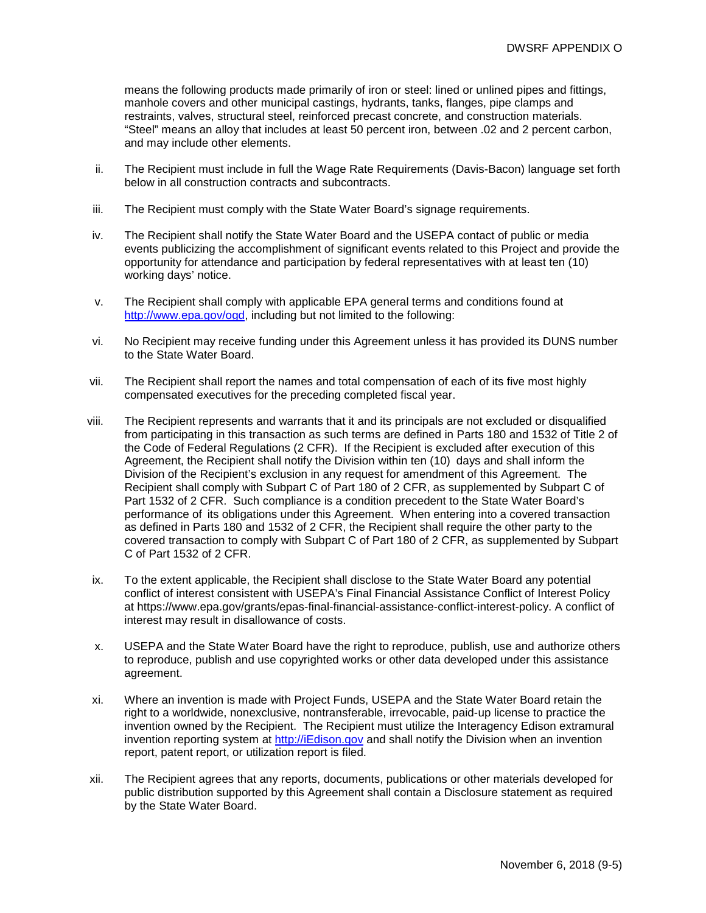means the following products made primarily of iron or steel: lined or unlined pipes and fittings, manhole covers and other municipal castings, hydrants, tanks, flanges, pipe clamps and restraints, valves, structural steel, reinforced precast concrete, and construction materials. “Steel” means an alloy that includes at least 50 percent iron, between .02 and 2 percent carbon, and may include other elements.

ii. The Recipient must include in full the Wage Rate Requirements (Davis-Bacon) language set forth below in all construction contracts and subcontracts.

iii. The Recipient must comply with the State Water Board’s signage requirements.

iv. The Recipient shall notify the State Water Board and the USEPA contact of public or media events publicizing the accomplishment of significant events related to this Project and provide the opportunity for attendance and participation by federal representatives with at least ten (10) working days’ notice.

v. The Recipient shall comply with applicable EPA general terms and conditions found at http://www.epa.gov/ogd, including but not limited to the following:

vi. No Recipient may receive funding under this Agreement unless it has provided its DUNS number to the State Water Board.

vii. The Recipient shall report the names and total compensation of each of its five most highly compensated executives for the preceding completed fiscal year.

viii. The Recipient represents and warrants that it and its principals are not excluded or disqualified from participating in this transaction as such terms are defined in Parts 180 and 1532 of Title 2 of the Code of Federal Regulations (2 CFR). If the Recipient is excluded after execution of this Agreement, the Recipient shall notify the Division within ten (10) days and shall inform the Division of the Recipient’s exclusion in any request for amendment of this Agreement. The Recipient shall comply with Subpart C of Part 180 of 2 CFR, as supplemented by Subpart C of Part 1532 of 2 CFR. Such compliance is a condition precedent to the State Water Board’s performance of its obligations under this Agreement. When entering into a covered transaction as defined in Parts 180 and 1532 of 2 CFR, the Recipient shall require the other party to the covered transaction to comply with Subpart C of Part 180 of 2 CFR, as supplemented by Subpart C of Part 1532 of 2 CFR.

ix. To the extent applicable, the Recipient shall disclose to the State Water Board any potential conflict of interest consistent with USEPA’s Final Financial Assistance Conflict of Interest Policy at https://www.epa.gov/grants/epas-final-financial-assistance-conflict-interest-policy. A conflict of interest may result in disallowance of costs.

x. USEPA and the State Water Board have the right to reproduce, publish, use and authorize others to reproduce, publish and use copyrighted works or other data developed under this assistance agreement.

xi. Where an invention is made with Project Funds, USEPA and the State Water Board retain the right to a worldwide, nonexclusive, nontransferable, irrevocable, paid-up license to practice the invention owned by the Recipient. The Recipient must utilize the Interagency Edison extramural invention reporting system at http://iEdison.gov and shall notify the Division when an invention report, patent report, or utilization report is filed.

xii. The Recipient agrees that any reports, documents, publications or other materials developed for public distribution supported by this Agreement shall contain a Disclosure statement as required by the State Water Board.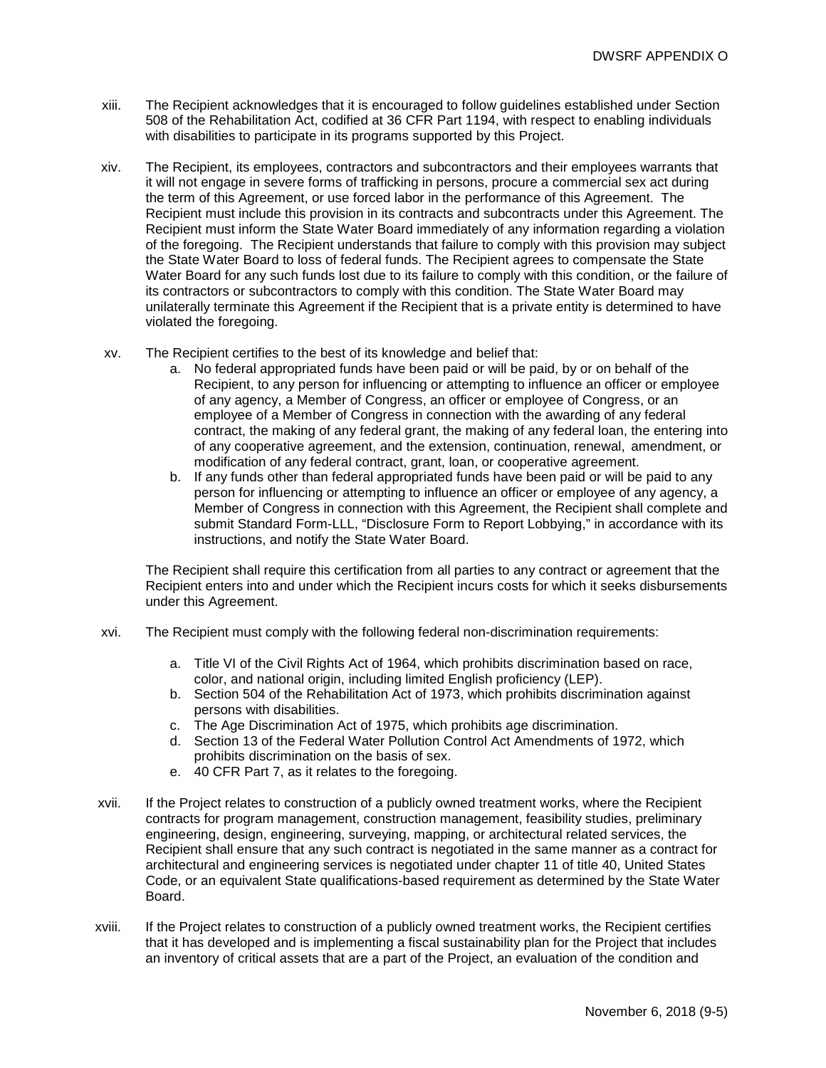xiii. The Recipient acknowledges that it is encouraged to follow guidelines established under Section 508 of the Rehabilitation Act, codified at 36 CFR Part 1194, with respect to enabling individuals with disabilities to participate in its programs supported by this Project.

xiv. The Recipient, its employees, contractors and subcontractors and their employees warrants that it will not engage in severe forms of trafficking in persons, procure a commercial sex act during the term of this Agreement, or use forced labor in the performance of this Agreement. The Recipient must include this provision in its contracts and subcontracts under this Agreement. The Recipient must inform the State Water Board immediately of any information regarding a violation of the foregoing. The Recipient understands that failure to comply with this provision may subject the State Water Board to loss of federal funds. The Recipient agrees to compensate the State Water Board for any such funds lost due to its failure to comply with this condition, or the failure of its contractors or subcontractors to comply with this condition. The State Water Board may unilaterally terminate this Agreement if the Recipient that is a private entity is determined to have violated the foregoing.

xv. The Recipient certifies to the best of its knowledge and belief that:

   a. No federal appropriated funds have been paid or will be paid, by or on behalf of the Recipient, to any person for influencing or attempting to influence an officer or employee of any agency, a Member of Congress, an officer or employee of Congress, or an employee of a Member of Congress in connection with the awarding of any federal contract, the making of any federal grant, the making of any federal loan, the entering into of any cooperative agreement, and the extension, continuation, renewal, amendment, or modification of any federal contract, grant, loan, or cooperative agreement.
   b. If any funds other than federal appropriated funds have been paid or will be paid to any person for influencing or attempting to influence an officer or employee of any agency, a Member of Congress in connection with this Agreement, the Recipient shall complete and submit Standard Form-LLL, "Disclosure Form to Report Lobbying," in accordance with its instructions, and notify the State Water Board.

   The Recipient shall require this certification from all parties to any contract or agreement that the Recipient enters into and under which the Recipient incurs costs for which it seeks disbursements under this Agreement.

xvi. The Recipient must comply with the following federal non-discrimination requirements:

   a. Title VI of the Civil Rights Act of 1964, which prohibits discrimination based on race, color, and national origin, including limited English proficiency (LEP).
   b. Section 504 of the Rehabilitation Act of 1973, which prohibits discrimination against persons with disabilities.
   c. The Age Discrimination Act of 1975, which prohibits age discrimination.
   d. Section 13 of the Federal Water Pollution Control Act Amendments of 1972, which prohibits discrimination on the basis of sex.
   e. 40 CFR Part 7, as it relates to the foregoing.

xvii. If the Project relates to construction of a publicly owned treatment works, where the Recipient contracts for program management, construction management, feasibility studies, preliminary engineering, design, engineering, surveying, mapping, or architectural related services, the Recipient shall ensure that any such contract is negotiated in the same manner as a contract for architectural and engineering services is negotiated under chapter 11 of title 40, United States Code, or an equivalent State qualifications-based requirement as determined by the State Water Board.

xviii. If the Project relates to construction of a publicly owned treatment works, the Recipient certifies that it has developed and is implementing a fiscal sustainability plan for the Project that includes an inventory of critical assets that are a part of the Project, an evaluation of the condition and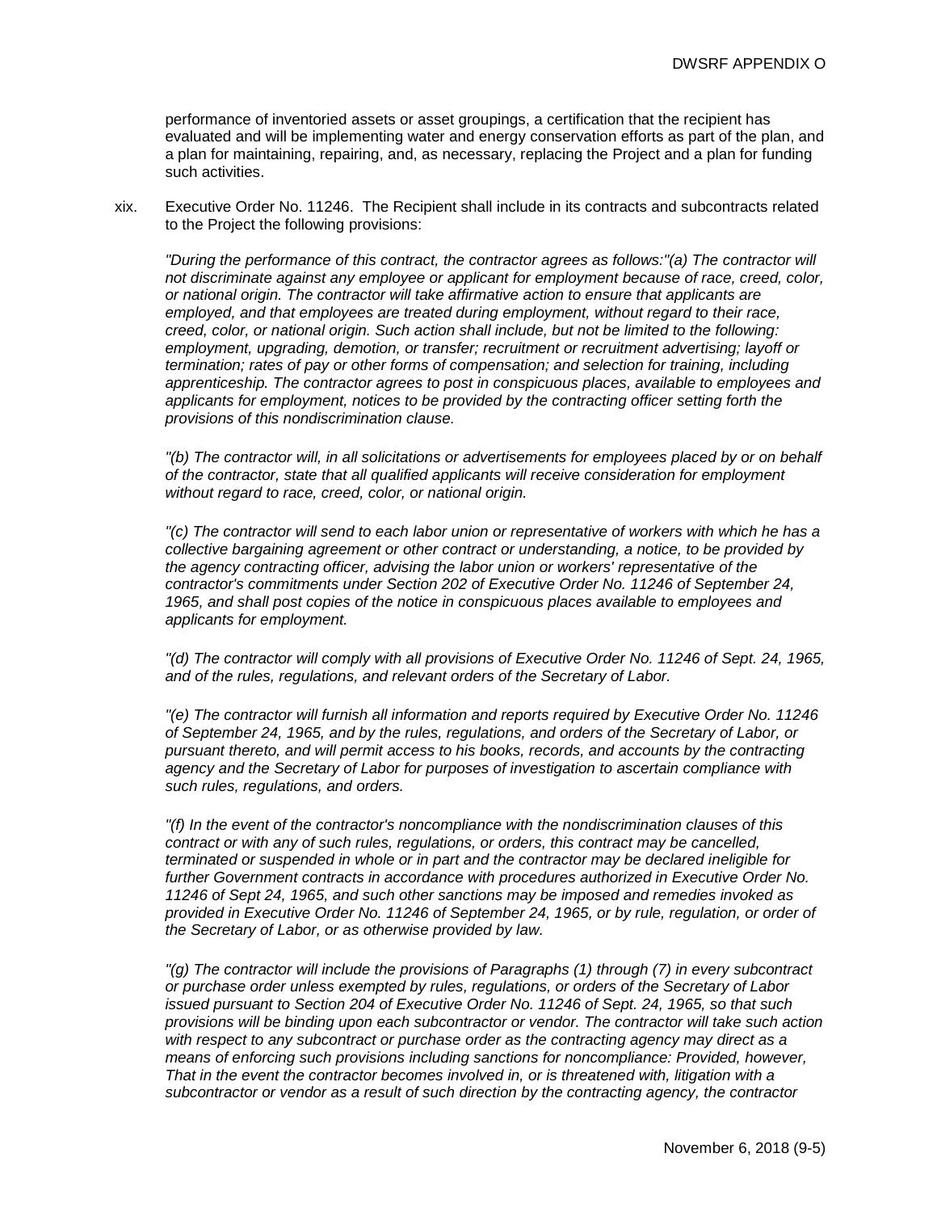performance of inventoried assets or asset groupings, a certification that the recipient has evaluated and will be implementing water and energy conservation efforts as part of the plan, and a plan for maintaining, repairing, and, as necessary, replacing the Project and a plan for funding such activities.

xix. Executive Order No. 11246. The Recipient shall include in its contracts and subcontracts related to the Project the following provisions:

*"During the performance of this contract, the contractor agrees as follows:"(a) The contractor will not discriminate against any employee or applicant for employment because of race, creed, color, or national origin. The contractor will take affirmative action to ensure that applicants are employed, and that employees are treated during employment, without regard to their race, creed, color, or national origin. Such action shall include, but not be limited to the following: employment, upgrading, demotion, or transfer; recruitment or recruitment advertising; layoff or termination; rates of pay or other forms of compensation; and selection for training, including apprenticeship. The contractor agrees to post in conspicuous places, available to employees and applicants for employment, notices to be provided by the contracting officer setting forth the provisions of this nondiscrimination clause.*

*"(b) The contractor will, in all solicitations or advertisements for employees placed by or on behalf of the contractor, state that all qualified applicants will receive consideration for employment without regard to race, creed, color, or national origin.*

*"(c) The contractor will send to each labor union or representative of workers with which he has a collective bargaining agreement or other contract or understanding, a notice, to be provided by the agency contracting officer, advising the labor union or workers' representative of the contractor's commitments under Section 202 of Executive Order No. 11246 of September 24, 1965, and shall post copies of the notice in conspicuous places available to employees and applicants for employment.*

*"(d) The contractor will comply with all provisions of Executive Order No. 11246 of Sept. 24, 1965, and of the rules, regulations, and relevant orders of the Secretary of Labor.*

*"(e) The contractor will furnish all information and reports required by Executive Order No. 11246 of September 24, 1965, and by the rules, regulations, and orders of the Secretary of Labor, or pursuant thereto, and will permit access to his books, records, and accounts by the contracting agency and the Secretary of Labor for purposes of investigation to ascertain compliance with such rules, regulations, and orders.*

*"(f) In the event of the contractor's noncompliance with the nondiscrimination clauses of this contract or with any of such rules, regulations, or orders, this contract may be cancelled, terminated or suspended in whole or in part and the contractor may be declared ineligible for further Government contracts in accordance with procedures authorized in Executive Order No. 11246 of Sept 24, 1965, and such other sanctions may be imposed and remedies invoked as provided in Executive Order No. 11246 of September 24, 1965, or by rule, regulation, or order of the Secretary of Labor, or as otherwise provided by law.*

*"(g) The contractor will include the provisions of Paragraphs (1) through (7) in every subcontract or purchase order unless exempted by rules, regulations, or orders of the Secretary of Labor issued pursuant to Section 204 of Executive Order No. 11246 of Sept. 24, 1965, so that such provisions will be binding upon each subcontractor or vendor. The contractor will take such action with respect to any subcontract or purchase order as the contracting agency may direct as a means of enforcing such provisions including sanctions for noncompliance: Provided, however, That in the event the contractor becomes involved in, or is threatened with, litigation with a subcontractor or vendor as a result of such direction by the contracting agency, the contractor*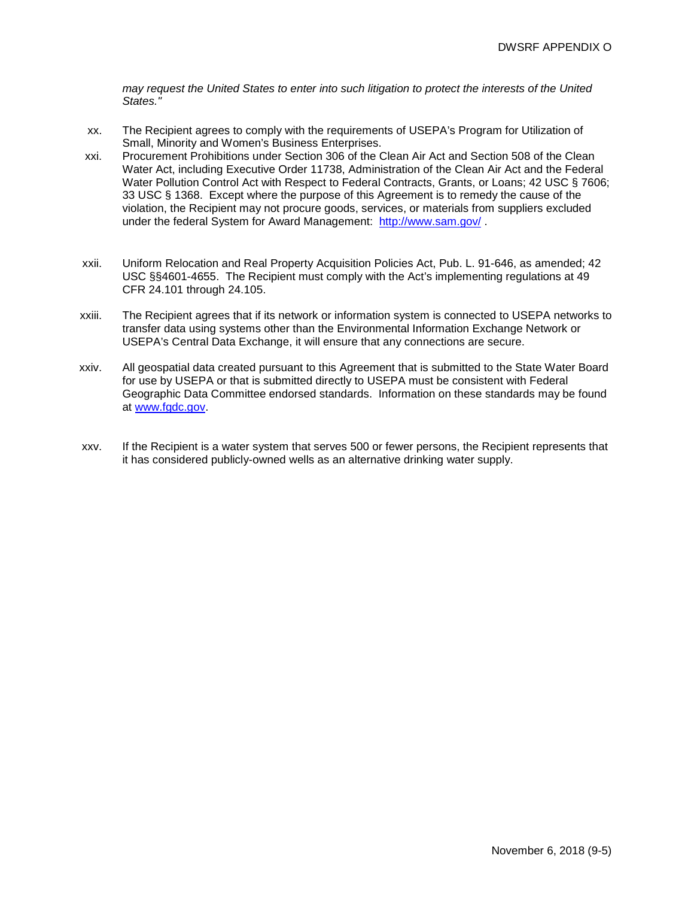*may request the United States to enter into such litigation to protect the interests of the United States."*

xx. The Recipient agrees to comply with the requirements of USEPA's Program for Utilization of Small, Minority and Women's Business Enterprises.

xxi. Procurement Prohibitions under Section 306 of the Clean Air Act and Section 508 of the Clean Water Act, including Executive Order 11738, Administration of the Clean Air Act and the Federal Water Pollution Control Act with Respect to Federal Contracts, Grants, or Loans; 42 USC § 7606; 33 USC § 1368. Except where the purpose of this Agreement is to remedy the cause of the violation, the Recipient may not procure goods, services, or materials from suppliers excluded under the federal System for Award Management: [http://www.sam.gov/](http://www.sam.gov/) .

xxii. Uniform Relocation and Real Property Acquisition Policies Act, Pub. L. 91-646, as amended; 42 USC §§4601-4655. The Recipient must comply with the Act's implementing regulations at 49 CFR 24.101 through 24.105.

xxiii. The Recipient agrees that if its network or information system is connected to USEPA networks to transfer data using systems other than the Environmental Information Exchange Network or USEPA's Central Data Exchange, it will ensure that any connections are secure.

xxiv. All geospatial data created pursuant to this Agreement that is submitted to the State Water Board for use by USEPA or that is submitted directly to USEPA must be consistent with Federal Geographic Data Committee endorsed standards. Information on these standards may be found at [www.fgdc.gov](www.fgdc.gov).

xxv. If the Recipient is a water system that serves 500 or fewer persons, the Recipient represents that it has considered publicly-owned wells as an alternative drinking water supply.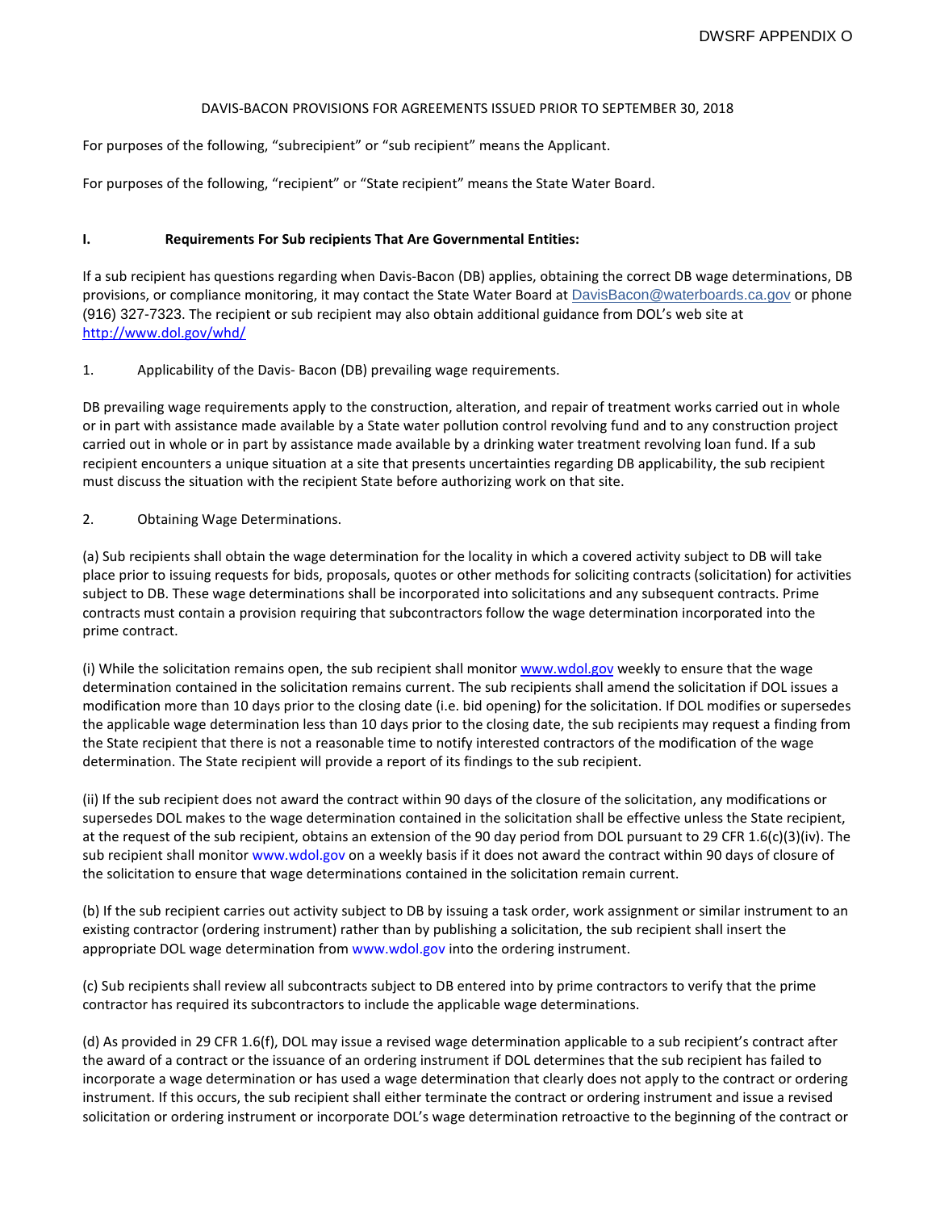DAVIS-BACON PROVISIONS FOR AGREEMENTS ISSUED PRIOR TO SEPTEMBER 30, 2018

For purposes of the following, "subrecipient" or "sub recipient" means the Applicant.

For purposes of the following, "recipient" or "State recipient" means the State Water Board.

## I. Requirements For Sub recipients That Are Governmental Entities:

If a sub recipient has questions regarding when Davis-Bacon (DB) applies, obtaining the correct DB wage determinations, DB provisions, or compliance monitoring, it may contact the State Water Board at DavisBacon@waterboards.ca.gov or phone (916) 327-7323. The recipient or sub recipient may also obtain additional guidance from DOL's web site at http://www.dol.gov/whd/

1. Applicability of the Davis- Bacon (DB) prevailing wage requirements.

DB prevailing wage requirements apply to the construction, alteration, and repair of treatment works carried out in whole or in part with assistance made available by a State water pollution control revolving fund and to any construction project carried out in whole or in part by assistance made available by a drinking water treatment revolving loan fund. If a sub recipient encounters a unique situation at a site that presents uncertainties regarding DB applicability, the sub recipient must discuss the situation with the recipient State before authorizing work on that site.

2. Obtaining Wage Determinations.

(a) Sub recipients shall obtain the wage determination for the locality in which a covered activity subject to DB will take place prior to issuing requests for bids, proposals, quotes or other methods for soliciting contracts (solicitation) for activities subject to DB. These wage determinations shall be incorporated into solicitations and any subsequent contracts. Prime contracts must contain a provision requiring that subcontractors follow the wage determination incorporated into the prime contract.

(i) While the solicitation remains open, the sub recipient shall monitor www.wdol.gov weekly to ensure that the wage determination contained in the solicitation remains current. The sub recipients shall amend the solicitation if DOL issues a modification more than 10 days prior to the closing date (i.e. bid opening) for the solicitation. If DOL modifies or supersedes the applicable wage determination less than 10 days prior to the closing date, the sub recipients may request a finding from the State recipient that there is not a reasonable time to notify interested contractors of the modification of the wage determination. The State recipient will provide a report of its findings to the sub recipient.

(ii) If the sub recipient does not award the contract within 90 days of the closure of the solicitation, any modifications or supersedes DOL makes to the wage determination contained in the solicitation shall be effective unless the State recipient, at the request of the sub recipient, obtains an extension of the 90 day period from DOL pursuant to 29 CFR 1.6(c)(3)(iv). The sub recipient shall monitor www.wdol.gov on a weekly basis if it does not award the contract within 90 days of closure of the solicitation to ensure that wage determinations contained in the solicitation remain current.

(b) If the sub recipient carries out activity subject to DB by issuing a task order, work assignment or similar instrument to an existing contractor (ordering instrument) rather than by publishing a solicitation, the sub recipient shall insert the appropriate DOL wage determination from www.wdol.gov into the ordering instrument.

(c) Sub recipients shall review all subcontracts subject to DB entered into by prime contractors to verify that the prime contractor has required its subcontractors to include the applicable wage determinations.

(d) As provided in 29 CFR 1.6(f), DOL may issue a revised wage determination applicable to a sub recipient's contract after the award of a contract or the issuance of an ordering instrument if DOL determines that the sub recipient has failed to incorporate a wage determination or has used a wage determination that clearly does not apply to the contract or ordering instrument. If this occurs, the sub recipient shall either terminate the contract or ordering instrument and issue a revised solicitation or ordering instrument or incorporate DOL's wage determination retroactive to the beginning of the contract or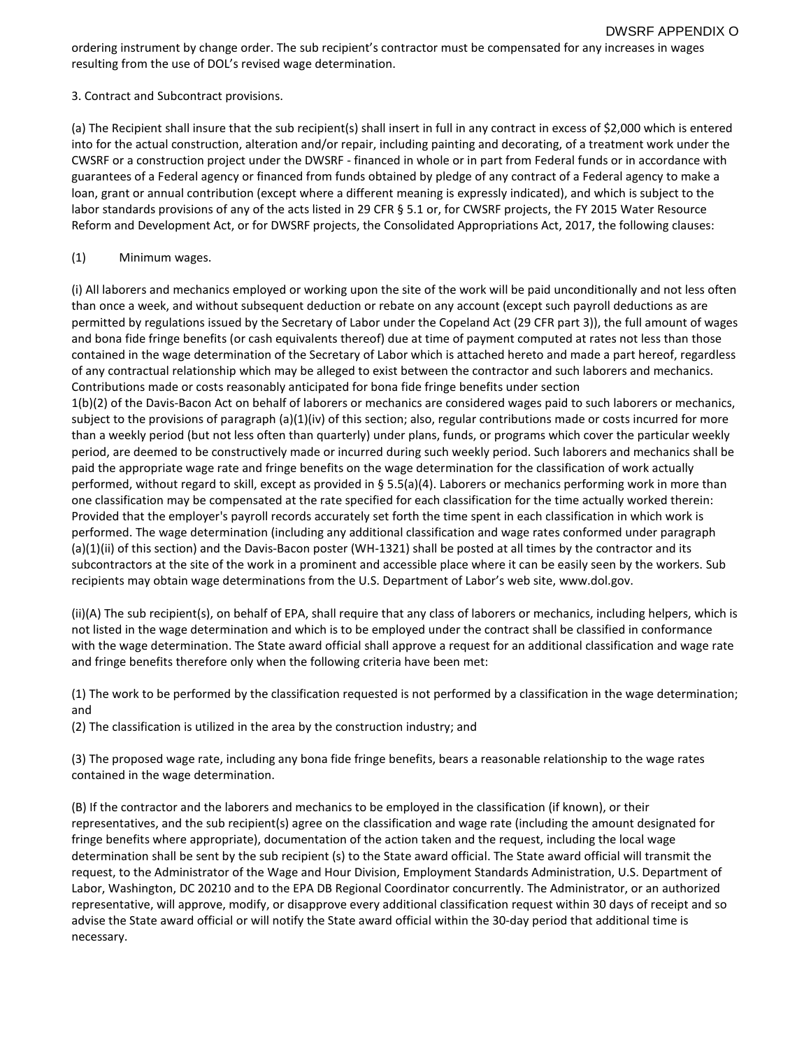ordering instrument by change order. The sub recipient's contractor must be compensated for any increases in wages resulting from the use of DOL's revised wage determination.

3. Contract and Subcontract provisions.

(a) The Recipient shall insure that the sub recipient(s) shall insert in full in any contract in excess of $2,000 which is entered into for the actual construction, alteration and/or repair, including painting and decorating, of a treatment work under the CWSRF or a construction project under the DWSRF - financed in whole or in part from Federal funds or in accordance with guarantees of a Federal agency or financed from funds obtained by pledge of any contract of a Federal agency to make a loan, grant or annual contribution (except where a different meaning is expressly indicated), and which is subject to the labor standards provisions of any of the acts listed in 29 CFR § 5.1 or, for CWSRF projects, the FY 2015 Water Resource Reform and Development Act, or for DWSRF projects, the Consolidated Appropriations Act, 2017, the following clauses:

(1) Minimum wages.

(i) All laborers and mechanics employed or working upon the site of the work will be paid unconditionally and not less often than once a week, and without subsequent deduction or rebate on any account (except such payroll deductions as are permitted by regulations issued by the Secretary of Labor under the Copeland Act (29 CFR part 3)), the full amount of wages and bona fide fringe benefits (or cash equivalents thereof) due at time of payment computed at rates not less than those contained in the wage determination of the Secretary of Labor which is attached hereto and made a part hereof, regardless of any contractual relationship which may be alleged to exist between the contractor and such laborers and mechanics. Contributions made or costs reasonably anticipated for bona fide fringe benefits under section 1(b)(2) of the Davis-Bacon Act on behalf of laborers or mechanics are considered wages paid to such laborers or mechanics, subject to the provisions of paragraph (a)(1)(iv) of this section; also, regular contributions made or costs incurred for more than a weekly period (but not less often than quarterly) under plans, funds, or programs which cover the particular weekly period, are deemed to be constructively made or incurred during such weekly period. Such laborers and mechanics shall be paid the appropriate wage rate and fringe benefits on the wage determination for the classification of work actually performed, without regard to skill, except as provided in § 5.5(a)(4). Laborers or mechanics performing work in more than one classification may be compensated at the rate specified for each classification for the time actually worked therein: Provided that the employer's payroll records accurately set forth the time spent in each classification in which work is performed. The wage determination (including any additional classification and wage rates conformed under paragraph (a)(1)(ii) of this section) and the Davis-Bacon poster (WH-1321) shall be posted at all times by the contractor and its subcontractors at the site of the work in a prominent and accessible place where it can be easily seen by the workers. Sub recipients may obtain wage determinations from the U.S. Department of Labor's web site, www.dol.gov.

(ii)(A) The sub recipient(s), on behalf of EPA, shall require that any class of laborers or mechanics, including helpers, which is not listed in the wage determination and which is to be employed under the contract shall be classified in conformance with the wage determination. The State award official shall approve a request for an additional classification and wage rate and fringe benefits therefore only when the following criteria have been met:

(1) The work to be performed by the classification requested is not performed by a classification in the wage determination; and

(2) The classification is utilized in the area by the construction industry; and

(3) The proposed wage rate, including any bona fide fringe benefits, bears a reasonable relationship to the wage rates contained in the wage determination.

(B) If the contractor and the laborers and mechanics to be employed in the classification (if known), or their representatives, and the sub recipient(s) agree on the classification and wage rate (including the amount designated for fringe benefits where appropriate), documentation of the action taken and the request, including the local wage determination shall be sent by the sub recipient (s) to the State award official. The State award official will transmit the request, to the Administrator of the Wage and Hour Division, Employment Standards Administration, U.S. Department of Labor, Washington, DC 20210 and to the EPA DB Regional Coordinator concurrently. The Administrator, or an authorized representative, will approve, modify, or disapprove every additional classification request within 30 days of receipt and so advise the State award official or will notify the State award official within the 30-day period that additional time is necessary.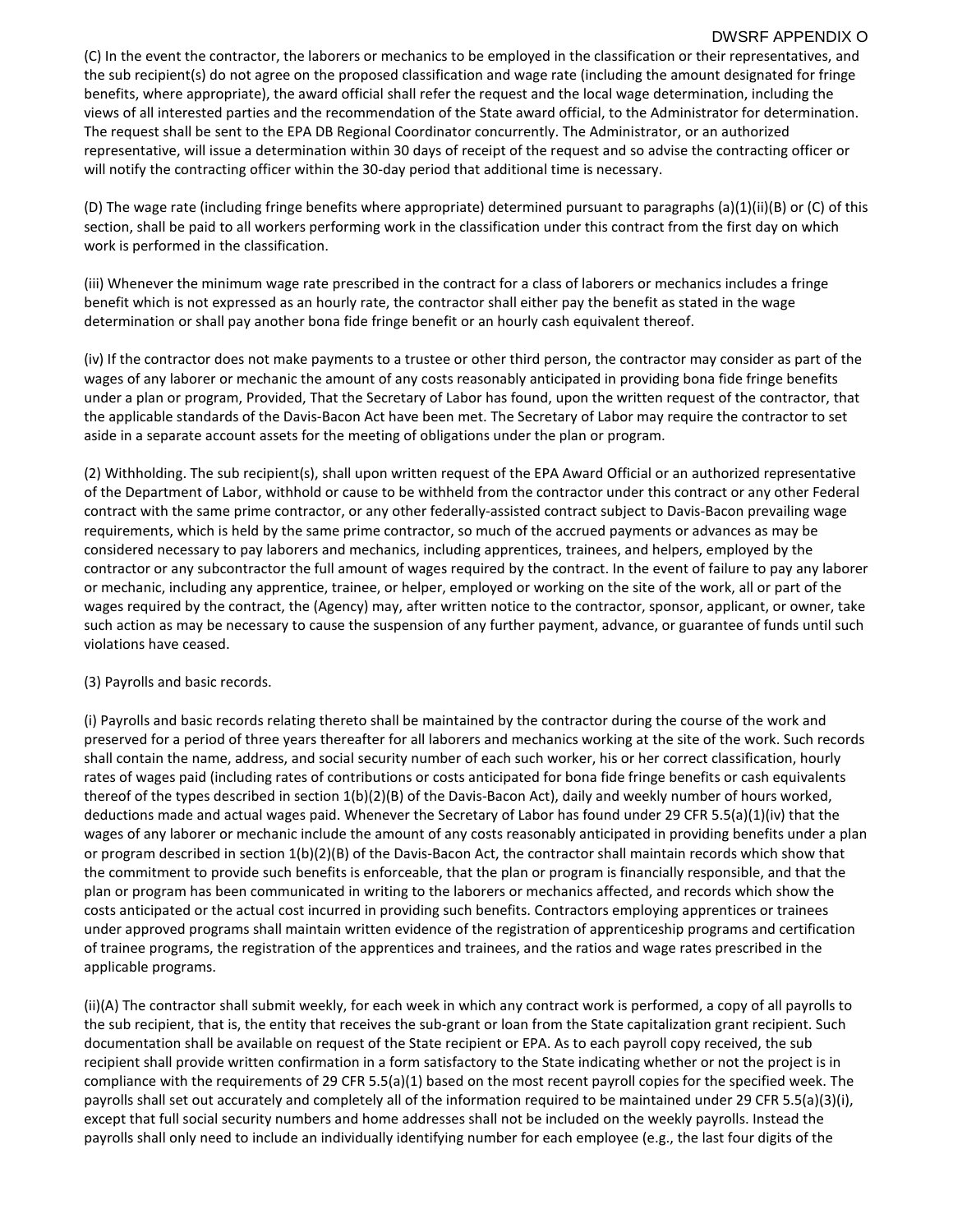(C) In the event the contractor, the laborers or mechanics to be employed in the classification or their representatives, and the sub recipient(s) do not agree on the proposed classification and wage rate (including the amount designated for fringe benefits, where appropriate), the award official shall refer the request and the local wage determination, including the views of all interested parties and the recommendation of the State award official, to the Administrator for determination. The request shall be sent to the EPA DB Regional Coordinator concurrently. The Administrator, or an authorized representative, will issue a determination within 30 days of receipt of the request and so advise the contracting officer or will notify the contracting officer within the 30-day period that additional time is necessary.

(D) The wage rate (including fringe benefits where appropriate) determined pursuant to paragraphs (a)(1)(ii)(B) or (C) of this section, shall be paid to all workers performing work in the classification under this contract from the first day on which work is performed in the classification.

(iii) Whenever the minimum wage rate prescribed in the contract for a class of laborers or mechanics includes a fringe benefit which is not expressed as an hourly rate, the contractor shall either pay the benefit as stated in the wage determination or shall pay another bona fide fringe benefit or an hourly cash equivalent thereof.

(iv) If the contractor does not make payments to a trustee or other third person, the contractor may consider as part of the wages of any laborer or mechanic the amount of any costs reasonably anticipated in providing bona fide fringe benefits under a plan or program, Provided, That the Secretary of Labor has found, upon the written request of the contractor, that the applicable standards of the Davis-Bacon Act have been met. The Secretary of Labor may require the contractor to set aside in a separate account assets for the meeting of obligations under the plan or program.

(2) Withholding. The sub recipient(s), shall upon written request of the EPA Award Official or an authorized representative of the Department of Labor, withhold or cause to be withheld from the contractor under this contract or any other Federal contract with the same prime contractor, or any other federally-assisted contract subject to Davis-Bacon prevailing wage requirements, which is held by the same prime contractor, so much of the accrued payments or advances as may be considered necessary to pay laborers and mechanics, including apprentices, trainees, and helpers, employed by the contractor or any subcontractor the full amount of wages required by the contract. In the event of failure to pay any laborer or mechanic, including any apprentice, trainee, or helper, employed or working on the site of the work, all or part of the wages required by the contract, the (Agency) may, after written notice to the contractor, sponsor, applicant, or owner, take such action as may be necessary to cause the suspension of any further payment, advance, or guarantee of funds until such violations have ceased.

(3) Payrolls and basic records.

(i) Payrolls and basic records relating thereto shall be maintained by the contractor during the course of the work and preserved for a period of three years thereafter for all laborers and mechanics working at the site of the work. Such records shall contain the name, address, and social security number of each such worker, his or her correct classification, hourly rates of wages paid (including rates of contributions or costs anticipated for bona fide fringe benefits or cash equivalents thereof of the types described in section 1(b)(2)(B) of the Davis-Bacon Act), daily and weekly number of hours worked, deductions made and actual wages paid. Whenever the Secretary of Labor has found under 29 CFR 5.5(a)(1)(iv) that the wages of any laborer or mechanic include the amount of any costs reasonably anticipated in providing benefits under a plan or program described in section 1(b)(2)(B) of the Davis-Bacon Act, the contractor shall maintain records which show that the commitment to provide such benefits is enforceable, that the plan or program is financially responsible, and that the plan or program has been communicated in writing to the laborers or mechanics affected, and records which show the costs anticipated or the actual cost incurred in providing such benefits. Contractors employing apprentices or trainees under approved programs shall maintain written evidence of the registration of apprenticeship programs and certification of trainee programs, the registration of the apprentices and trainees, and the ratios and wage rates prescribed in the applicable programs.

(ii)(A) The contractor shall submit weekly, for each week in which any contract work is performed, a copy of all payrolls to the sub recipient, that is, the entity that receives the sub-grant or loan from the State capitalization grant recipient. Such documentation shall be available on request of the State recipient or EPA. As to each payroll copy received, the sub recipient shall provide written confirmation in a form satisfactory to the State indicating whether or not the project is in compliance with the requirements of 29 CFR 5.5(a)(1) based on the most recent payroll copies for the specified week. The payrolls shall set out accurately and completely all of the information required to be maintained under 29 CFR 5.5(a)(3)(i), except that full social security numbers and home addresses shall not be included on the weekly payrolls. Instead the payrolls shall only need to include an individually identifying number for each employee (e.g., the last four digits of the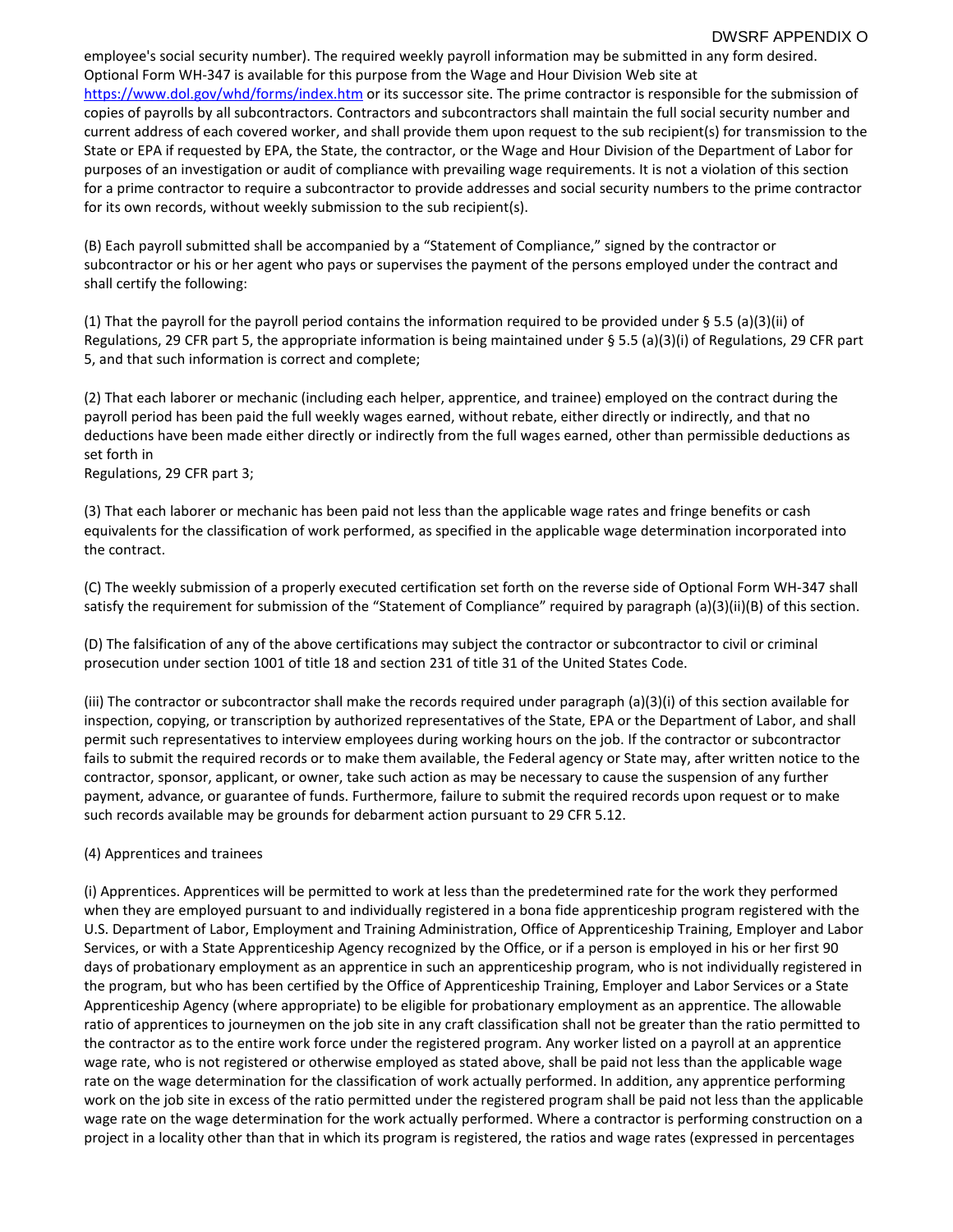employee's social security number). The required weekly payroll information may be submitted in any form desired. Optional Form WH-347 is available for this purpose from the Wage and Hour Division Web site at https://www.dol.gov/whd/forms/index.htm or its successor site. The prime contractor is responsible for the submission of copies of payrolls by all subcontractors. Contractors and subcontractors shall maintain the full social security number and current address of each covered worker, and shall provide them upon request to the sub recipient(s) for transmission to the State or EPA if requested by EPA, the State, the contractor, or the Wage and Hour Division of the Department of Labor for purposes of an investigation or audit of compliance with prevailing wage requirements. It is not a violation of this section for a prime contractor to require a subcontractor to provide addresses and social security numbers to the prime contractor for its own records, without weekly submission to the sub recipient(s).

(B) Each payroll submitted shall be accompanied by a "Statement of Compliance," signed by the contractor or subcontractor or his or her agent who pays or supervises the payment of the persons employed under the contract and shall certify the following:

(1) That the payroll for the payroll period contains the information required to be provided under § 5.5 (a)(3)(ii) of Regulations, 29 CFR part 5, the appropriate information is being maintained under § 5.5 (a)(3)(i) of Regulations, 29 CFR part 5, and that such information is correct and complete;

(2) That each laborer or mechanic (including each helper, apprentice, and trainee) employed on the contract during the payroll period has been paid the full weekly wages earned, without rebate, either directly or indirectly, and that no deductions have been made either directly or indirectly from the full wages earned, other than permissible deductions as set forth in
Regulations, 29 CFR part 3;

(3) That each laborer or mechanic has been paid not less than the applicable wage rates and fringe benefits or cash equivalents for the classification of work performed, as specified in the applicable wage determination incorporated into the contract.

(C) The weekly submission of a properly executed certification set forth on the reverse side of Optional Form WH-347 shall satisfy the requirement for submission of the "Statement of Compliance" required by paragraph (a)(3)(ii)(B) of this section.

(D) The falsification of any of the above certifications may subject the contractor or subcontractor to civil or criminal prosecution under section 1001 of title 18 and section 231 of title 31 of the United States Code.

(iii) The contractor or subcontractor shall make the records required under paragraph (a)(3)(i) of this section available for inspection, copying, or transcription by authorized representatives of the State, EPA or the Department of Labor, and shall permit such representatives to interview employees during working hours on the job. If the contractor or subcontractor fails to submit the required records or to make them available, the Federal agency or State may, after written notice to the contractor, sponsor, applicant, or owner, take such action as may be necessary to cause the suspension of any further payment, advance, or guarantee of funds. Furthermore, failure to submit the required records upon request or to make such records available may be grounds for debarment action pursuant to 29 CFR 5.12.

(4) Apprentices and trainees

(i) Apprentices. Apprentices will be permitted to work at less than the predetermined rate for the work they performed when they are employed pursuant to and individually registered in a bona fide apprenticeship program registered with the U.S. Department of Labor, Employment and Training Administration, Office of Apprenticeship Training, Employer and Labor Services, or with a State Apprenticeship Agency recognized by the Office, or if a person is employed in his or her first 90 days of probationary employment as an apprentice in such an apprenticeship program, who is not individually registered in the program, but who has been certified by the Office of Apprenticeship Training, Employer and Labor Services or a State Apprenticeship Agency (where appropriate) to be eligible for probationary employment as an apprentice. The allowable ratio of apprentices to journeymen on the job site in any craft classification shall not be greater than the ratio permitted to the contractor as to the entire work force under the registered program. Any worker listed on a payroll at an apprentice wage rate, who is not registered or otherwise employed as stated above, shall be paid not less than the applicable wage rate on the wage determination for the classification of work actually performed. In addition, any apprentice performing work on the job site in excess of the ratio permitted under the registered program shall be paid not less than the applicable wage rate on the wage determination for the work actually performed. Where a contractor is performing construction on a project in a locality other than that in which its program is registered, the ratios and wage rates (expressed in percentages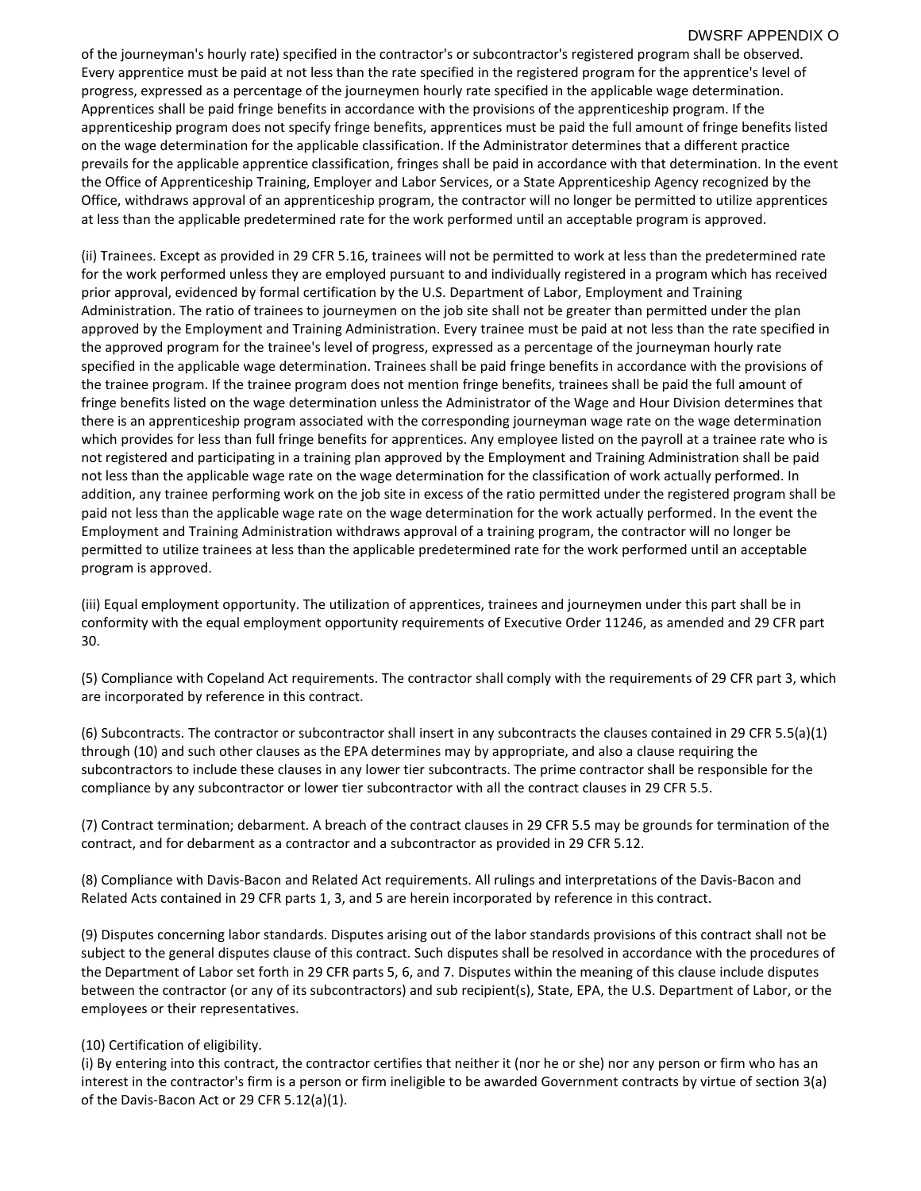of the journeyman's hourly rate) specified in the contractor's or subcontractor's registered program shall be observed. Every apprentice must be paid at not less than the rate specified in the registered program for the apprentice's level of progress, expressed as a percentage of the journeymen hourly rate specified in the applicable wage determination. Apprentices shall be paid fringe benefits in accordance with the provisions of the apprenticeship program. If the apprenticeship program does not specify fringe benefits, apprentices must be paid the full amount of fringe benefits listed on the wage determination for the applicable classification. If the Administrator determines that a different practice prevails for the applicable apprentice classification, fringes shall be paid in accordance with that determination. In the event the Office of Apprenticeship Training, Employer and Labor Services, or a State Apprenticeship Agency recognized by the Office, withdraws approval of an apprenticeship program, the contractor will no longer be permitted to utilize apprentices at less than the applicable predetermined rate for the work performed until an acceptable program is approved.

(ii) Trainees. Except as provided in 29 CFR 5.16, trainees will not be permitted to work at less than the predetermined rate for the work performed unless they are employed pursuant to and individually registered in a program which has received prior approval, evidenced by formal certification by the U.S. Department of Labor, Employment and Training Administration. The ratio of trainees to journeymen on the job site shall not be greater than permitted under the plan approved by the Employment and Training Administration. Every trainee must be paid at not less than the rate specified in the approved program for the trainee's level of progress, expressed as a percentage of the journeyman hourly rate specified in the applicable wage determination. Trainees shall be paid fringe benefits in accordance with the provisions of the trainee program. If the trainee program does not mention fringe benefits, trainees shall be paid the full amount of fringe benefits listed on the wage determination unless the Administrator of the Wage and Hour Division determines that there is an apprenticeship program associated with the corresponding journeyman wage rate on the wage determination which provides for less than full fringe benefits for apprentices. Any employee listed on the payroll at a trainee rate who is not registered and participating in a training plan approved by the Employment and Training Administration shall be paid not less than the applicable wage rate on the wage determination for the classification of work actually performed. In addition, any trainee performing work on the job site in excess of the ratio permitted under the registered program shall be paid not less than the applicable wage rate on the wage determination for the work actually performed. In the event the Employment and Training Administration withdraws approval of a training program, the contractor will no longer be permitted to utilize trainees at less than the applicable predetermined rate for the work performed until an acceptable program is approved.

(iii) Equal employment opportunity. The utilization of apprentices, trainees and journeymen under this part shall be in conformity with the equal employment opportunity requirements of Executive Order 11246, as amended and 29 CFR part 30.

(5) Compliance with Copeland Act requirements. The contractor shall comply with the requirements of 29 CFR part 3, which are incorporated by reference in this contract.

(6) Subcontracts. The contractor or subcontractor shall insert in any subcontracts the clauses contained in 29 CFR 5.5(a)(1) through (10) and such other clauses as the EPA determines may by appropriate, and also a clause requiring the subcontractors to include these clauses in any lower tier subcontracts. The prime contractor shall be responsible for the compliance by any subcontractor or lower tier subcontractor with all the contract clauses in 29 CFR 5.5.

(7) Contract termination; debarment. A breach of the contract clauses in 29 CFR 5.5 may be grounds for termination of the contract, and for debarment as a contractor and a subcontractor as provided in 29 CFR 5.12.

(8) Compliance with Davis-Bacon and Related Act requirements. All rulings and interpretations of the Davis-Bacon and Related Acts contained in 29 CFR parts 1, 3, and 5 are herein incorporated by reference in this contract.

(9) Disputes concerning labor standards. Disputes arising out of the labor standards provisions of this contract shall not be subject to the general disputes clause of this contract. Such disputes shall be resolved in accordance with the procedures of the Department of Labor set forth in 29 CFR parts 5, 6, and 7. Disputes within the meaning of this clause include disputes between the contractor (or any of its subcontractors) and sub recipient(s), State, EPA, the U.S. Department of Labor, or the employees or their representatives.

(10) Certification of eligibility.
(i) By entering into this contract, the contractor certifies that neither it (nor he or she) nor any person or firm who has an interest in the contractor's firm is a person or firm ineligible to be awarded Government contracts by virtue of section 3(a) of the Davis-Bacon Act or 29 CFR 5.12(a)(1).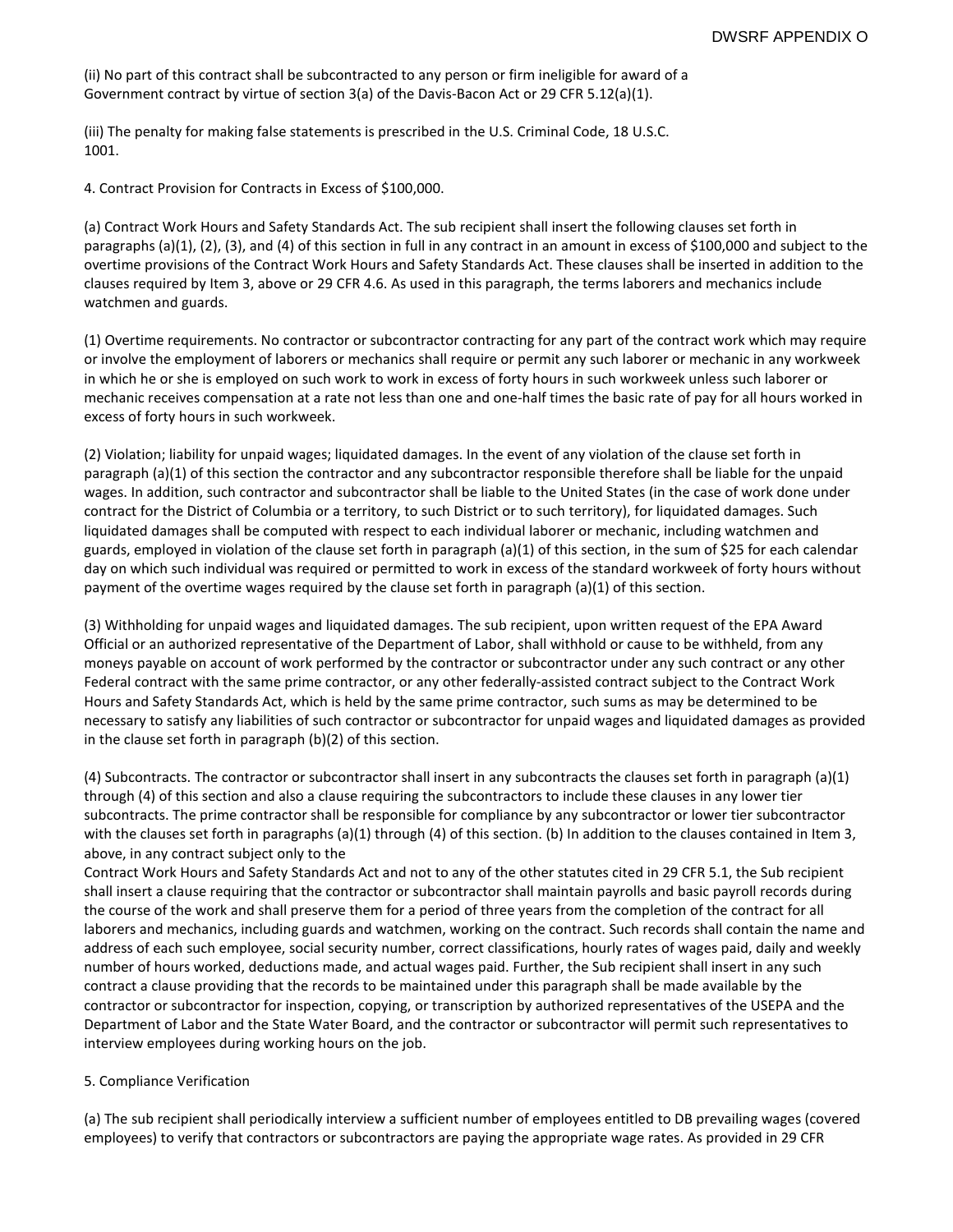(ii) No part of this contract shall be subcontracted to any person or firm ineligible for award of a Government contract by virtue of section 3(a) of the Davis-Bacon Act or 29 CFR 5.12(a)(1).

(iii) The penalty for making false statements is prescribed in the U.S. Criminal Code, 18 U.S.C. 1001.

4. Contract Provision for Contracts in Excess of $100,000.

(a) Contract Work Hours and Safety Standards Act. The sub recipient shall insert the following clauses set forth in paragraphs (a)(1), (2), (3), and (4) of this section in full in any contract in an amount in excess of $100,000 and subject to the overtime provisions of the Contract Work Hours and Safety Standards Act. These clauses shall be inserted in addition to the clauses required by Item 3, above or 29 CFR 4.6. As used in this paragraph, the terms laborers and mechanics include watchmen and guards.

(1) Overtime requirements. No contractor or subcontractor contracting for any part of the contract work which may require or involve the employment of laborers or mechanics shall require or permit any such laborer or mechanic in any workweek in which he or she is employed on such work to work in excess of forty hours in such workweek unless such laborer or mechanic receives compensation at a rate not less than one and one-half times the basic rate of pay for all hours worked in excess of forty hours in such workweek.

(2) Violation; liability for unpaid wages; liquidated damages. In the event of any violation of the clause set forth in paragraph (a)(1) of this section the contractor and any subcontractor responsible therefore shall be liable for the unpaid wages. In addition, such contractor and subcontractor shall be liable to the United States (in the case of work done under contract for the District of Columbia or a territory, to such District or to such territory), for liquidated damages. Such liquidated damages shall be computed with respect to each individual laborer or mechanic, including watchmen and guards, employed in violation of the clause set forth in paragraph (a)(1) of this section, in the sum of $25 for each calendar day on which such individual was required or permitted to work in excess of the standard workweek of forty hours without payment of the overtime wages required by the clause set forth in paragraph (a)(1) of this section.

(3) Withholding for unpaid wages and liquidated damages. The sub recipient, upon written request of the EPA Award Official or an authorized representative of the Department of Labor, shall withhold or cause to be withheld, from any moneys payable on account of work performed by the contractor or subcontractor under any such contract or any other Federal contract with the same prime contractor, or any other federally-assisted contract subject to the Contract Work Hours and Safety Standards Act, which is held by the same prime contractor, such sums as may be determined to be necessary to satisfy any liabilities of such contractor or subcontractor for unpaid wages and liquidated damages as provided in the clause set forth in paragraph (b)(2) of this section.

(4) Subcontracts. The contractor or subcontractor shall insert in any subcontracts the clauses set forth in paragraph (a)(1) through (4) of this section and also a clause requiring the subcontractors to include these clauses in any lower tier subcontracts. The prime contractor shall be responsible for compliance by any subcontractor or lower tier subcontractor with the clauses set forth in paragraphs (a)(1) through (4) of this section. (b) In addition to the clauses contained in Item 3, above, in any contract subject only to the Contract Work Hours and Safety Standards Act and not to any of the other statutes cited in 29 CFR 5.1, the Sub recipient shall insert a clause requiring that the contractor or subcontractor shall maintain payrolls and basic payroll records during the course of the work and shall preserve them for a period of three years from the completion of the contract for all laborers and mechanics, including guards and watchmen, working on the contract. Such records shall contain the name and address of each such employee, social security number, correct classifications, hourly rates of wages paid, daily and weekly number of hours worked, deductions made, and actual wages paid. Further, the Sub recipient shall insert in any such contract a clause providing that the records to be maintained under this paragraph shall be made available by the contractor or subcontractor for inspection, copying, or transcription by authorized representatives of the USEPA and the Department of Labor and the State Water Board, and the contractor or subcontractor will permit such representatives to interview employees during working hours on the job.

5. Compliance Verification

(a) The sub recipient shall periodically interview a sufficient number of employees entitled to DB prevailing wages (covered employees) to verify that contractors or subcontractors are paying the appropriate wage rates. As provided in 29 CFR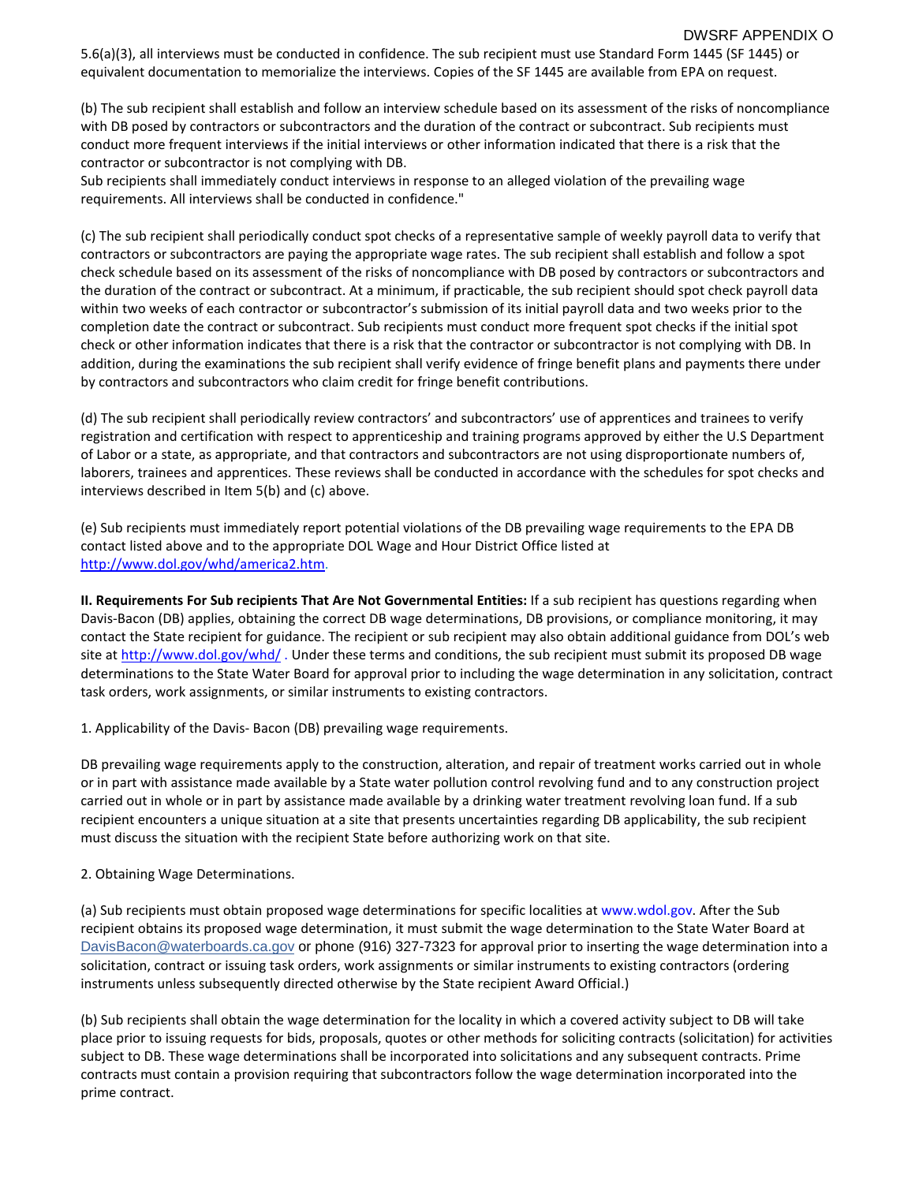5.6(a)(3), all interviews must be conducted in confidence. The sub recipient must use Standard Form 1445 (SF 1445) or equivalent documentation to memorialize the interviews. Copies of the SF 1445 are available from EPA on request.

(b) The sub recipient shall establish and follow an interview schedule based on its assessment of the risks of noncompliance with DB posed by contractors or subcontractors and the duration of the contract or subcontract. Sub recipients must conduct more frequent interviews if the initial interviews or other information indicated that there is a risk that the contractor or subcontractor is not complying with DB.
Sub recipients shall immediately conduct interviews in response to an alleged violation of the prevailing wage requirements. All interviews shall be conducted in confidence."

(c) The sub recipient shall periodically conduct spot checks of a representative sample of weekly payroll data to verify that contractors or subcontractors are paying the appropriate wage rates. The sub recipient shall establish and follow a spot check schedule based on its assessment of the risks of noncompliance with DB posed by contractors or subcontractors and the duration of the contract or subcontract. At a minimum, if practicable, the sub recipient should spot check payroll data within two weeks of each contractor or subcontractor's submission of its initial payroll data and two weeks prior to the completion date the contract or subcontract. Sub recipients must conduct more frequent spot checks if the initial spot check or other information indicates that there is a risk that the contractor or subcontractor is not complying with DB. In addition, during the examinations the sub recipient shall verify evidence of fringe benefit plans and payments there under by contractors and subcontractors who claim credit for fringe benefit contributions.

(d) The sub recipient shall periodically review contractors' and subcontractors' use of apprentices and trainees to verify registration and certification with respect to apprenticeship and training programs approved by either the U.S Department of Labor or a state, as appropriate, and that contractors and subcontractors are not using disproportionate numbers of, laborers, trainees and apprentices. These reviews shall be conducted in accordance with the schedules for spot checks and interviews described in Item 5(b) and (c) above.

(e) Sub recipients must immediately report potential violations of the DB prevailing wage requirements to the EPA DB contact listed above and to the appropriate DOL Wage and Hour District Office listed at http://www.dol.gov/whd/america2.htm.

**II. Requirements For Sub recipients That Are Not Governmental Entities:** If a sub recipient has questions regarding when Davis-Bacon (DB) applies, obtaining the correct DB wage determinations, DB provisions, or compliance monitoring, it may contact the State recipient for guidance. The recipient or sub recipient may also obtain additional guidance from DOL's web site at http://www.dol.gov/whd/ . Under these terms and conditions, the sub recipient must submit its proposed DB wage determinations to the State Water Board for approval prior to including the wage determination in any solicitation, contract task orders, work assignments, or similar instruments to existing contractors.

1. Applicability of the Davis- Bacon (DB) prevailing wage requirements.

DB prevailing wage requirements apply to the construction, alteration, and repair of treatment works carried out in whole or in part with assistance made available by a State water pollution control revolving fund and to any construction project carried out in whole or in part by assistance made available by a drinking water treatment revolving loan fund. If a sub recipient encounters a unique situation at a site that presents uncertainties regarding DB applicability, the sub recipient must discuss the situation with the recipient State before authorizing work on that site.

2. Obtaining Wage Determinations.

(a) Sub recipients must obtain proposed wage determinations for specific localities at www.wdol.gov. After the Sub recipient obtains its proposed wage determination, it must submit the wage determination to the State Water Board at DavisBacon@waterboards.ca.gov or phone (916) 327-7323 for approval prior to inserting the wage determination into a solicitation, contract or issuing task orders, work assignments or similar instruments to existing contractors (ordering instruments unless subsequently directed otherwise by the State recipient Award Official.)

(b) Sub recipients shall obtain the wage determination for the locality in which a covered activity subject to DB will take place prior to issuing requests for bids, proposals, quotes or other methods for soliciting contracts (solicitation) for activities subject to DB. These wage determinations shall be incorporated into solicitations and any subsequent contracts. Prime contracts must contain a provision requiring that subcontractors follow the wage determination incorporated into the prime contract.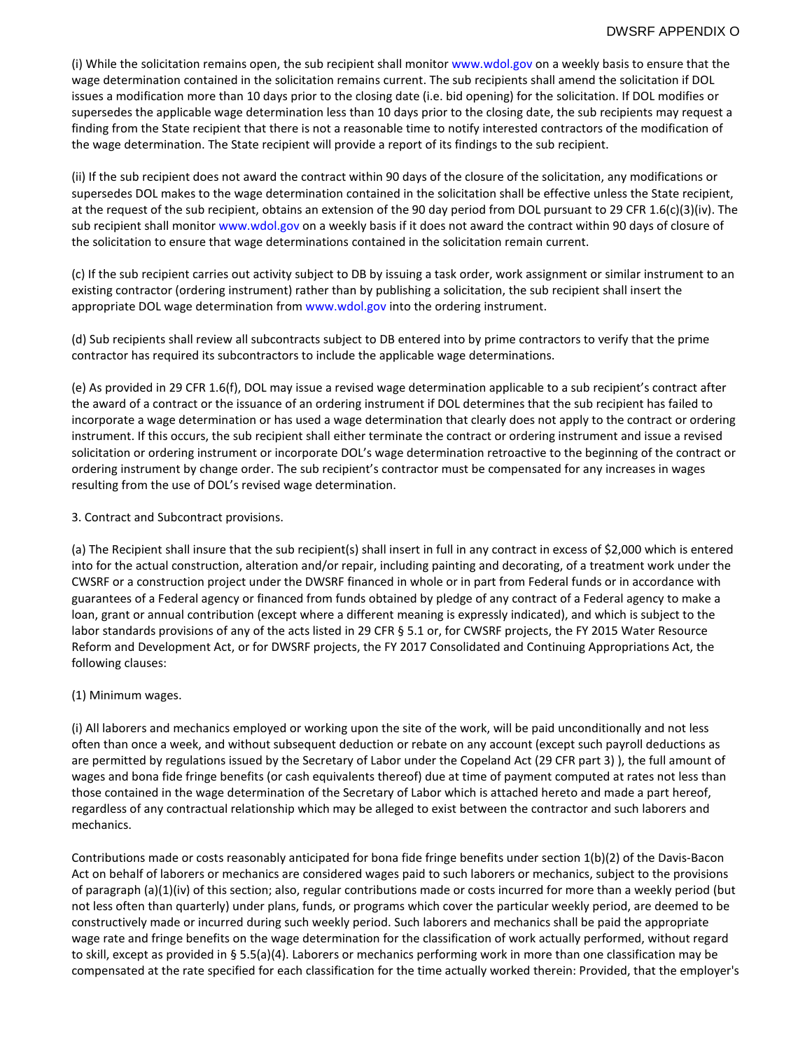(i) While the solicitation remains open, the sub recipient shall monitor www.wdol.gov on a weekly basis to ensure that the wage determination contained in the solicitation remains current. The sub recipients shall amend the solicitation if DOL issues a modification more than 10 days prior to the closing date (i.e. bid opening) for the solicitation. If DOL modifies or supersedes the applicable wage determination less than 10 days prior to the closing date, the sub recipients may request a finding from the State recipient that there is not a reasonable time to notify interested contractors of the modification of the wage determination. The State recipient will provide a report of its findings to the sub recipient.

(ii) If the sub recipient does not award the contract within 90 days of the closure of the solicitation, any modifications or supersedes DOL makes to the wage determination contained in the solicitation shall be effective unless the State recipient, at the request of the sub recipient, obtains an extension of the 90 day period from DOL pursuant to 29 CFR 1.6(c)(3)(iv). The sub recipient shall monitor www.wdol.gov on a weekly basis if it does not award the contract within 90 days of closure of the solicitation to ensure that wage determinations contained in the solicitation remain current.

(c) If the sub recipient carries out activity subject to DB by issuing a task order, work assignment or similar instrument to an existing contractor (ordering instrument) rather than by publishing a solicitation, the sub recipient shall insert the appropriate DOL wage determination from www.wdol.gov into the ordering instrument.

(d) Sub recipients shall review all subcontracts subject to DB entered into by prime contractors to verify that the prime contractor has required its subcontractors to include the applicable wage determinations.

(e) As provided in 29 CFR 1.6(f), DOL may issue a revised wage determination applicable to a sub recipient's contract after the award of a contract or the issuance of an ordering instrument if DOL determines that the sub recipient has failed to incorporate a wage determination or has used a wage determination that clearly does not apply to the contract or ordering instrument. If this occurs, the sub recipient shall either terminate the contract or ordering instrument and issue a revised solicitation or ordering instrument or incorporate DOL's wage determination retroactive to the beginning of the contract or ordering instrument by change order. The sub recipient's contractor must be compensated for any increases in wages resulting from the use of DOL's revised wage determination.

3. Contract and Subcontract provisions.

(a) The Recipient shall insure that the sub recipient(s) shall insert in full in any contract in excess of $2,000 which is entered into for the actual construction, alteration and/or repair, including painting and decorating, of a treatment work under the CWSRF or a construction project under the DWSRF financed in whole or in part from Federal funds or in accordance with guarantees of a Federal agency or financed from funds obtained by pledge of any contract of a Federal agency to make a loan, grant or annual contribution (except where a different meaning is expressly indicated), and which is subject to the labor standards provisions of any of the acts listed in 29 CFR § 5.1 or, for CWSRF projects, the FY 2015 Water Resource Reform and Development Act, or for DWSRF projects, the FY 2017 Consolidated and Continuing Appropriations Act, the following clauses:

(1) Minimum wages.

(i) All laborers and mechanics employed or working upon the site of the work, will be paid unconditionally and not less often than once a week, and without subsequent deduction or rebate on any account (except such payroll deductions as are permitted by regulations issued by the Secretary of Labor under the Copeland Act (29 CFR part 3) ), the full amount of wages and bona fide fringe benefits (or cash equivalents thereof) due at time of payment computed at rates not less than those contained in the wage determination of the Secretary of Labor which is attached hereto and made a part hereof, regardless of any contractual relationship which may be alleged to exist between the contractor and such laborers and mechanics.

Contributions made or costs reasonably anticipated for bona fide fringe benefits under section 1(b)(2) of the Davis-Bacon Act on behalf of laborers or mechanics are considered wages paid to such laborers or mechanics, subject to the provisions of paragraph (a)(1)(iv) of this section; also, regular contributions made or costs incurred for more than a weekly period (but not less often than quarterly) under plans, funds, or programs which cover the particular weekly period, are deemed to be constructively made or incurred during such weekly period. Such laborers and mechanics shall be paid the appropriate wage rate and fringe benefits on the wage determination for the classification of work actually performed, without regard to skill, except as provided in § 5.5(a)(4). Laborers or mechanics performing work in more than one classification may be compensated at the rate specified for each classification for the time actually worked therein: Provided, that the employer's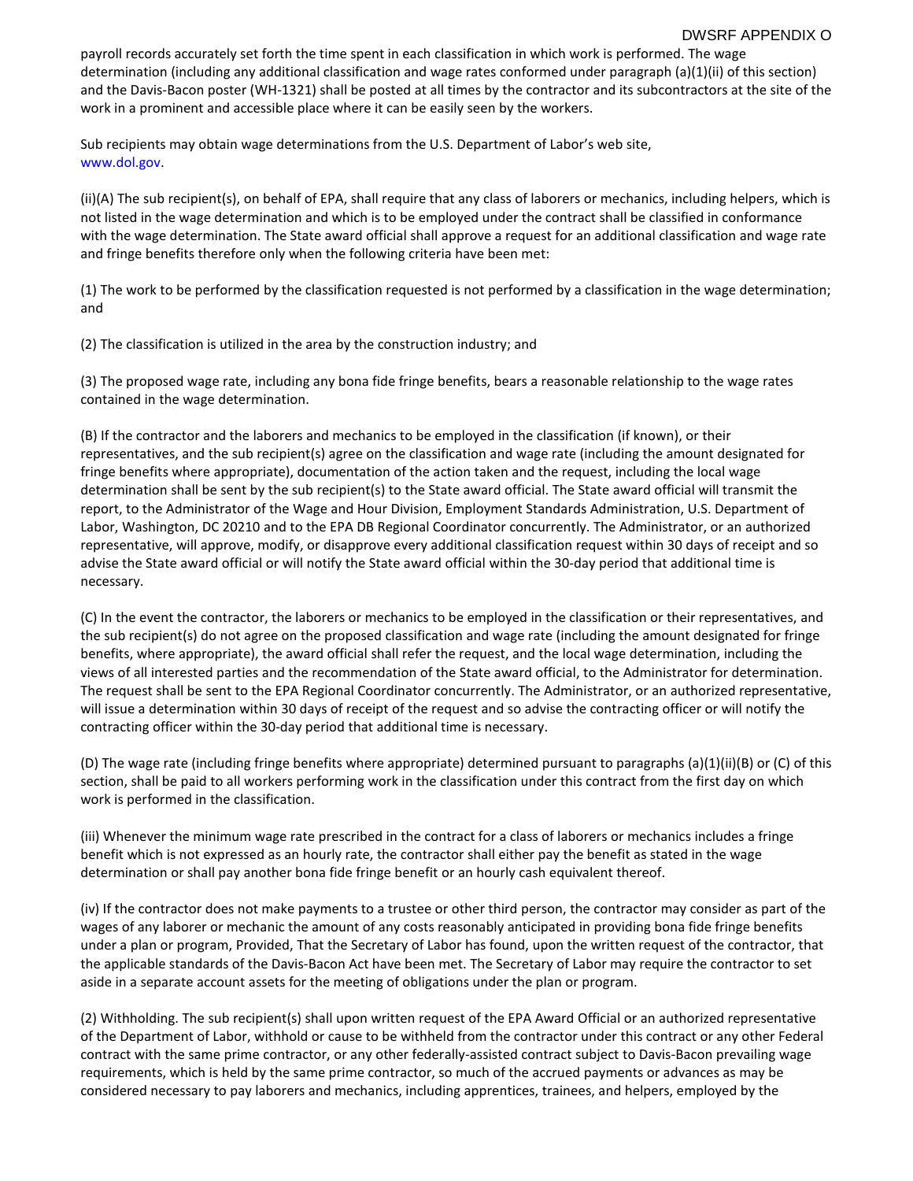payroll records accurately set forth the time spent in each classification in which work is performed. The wage determination (including any additional classification and wage rates conformed under paragraph (a)(1)(ii) of this section) and the Davis-Bacon poster (WH-1321) shall be posted at all times by the contractor and its subcontractors at the site of the work in a prominent and accessible place where it can be easily seen by the workers.

Sub recipients may obtain wage determinations from the U.S. Department of Labor's web site, www.dol.gov.

(ii)(A) The sub recipient(s), on behalf of EPA, shall require that any class of laborers or mechanics, including helpers, which is not listed in the wage determination and which is to be employed under the contract shall be classified in conformance with the wage determination. The State award official shall approve a request for an additional classification and wage rate and fringe benefits therefore only when the following criteria have been met:

(1) The work to be performed by the classification requested is not performed by a classification in the wage determination; and

(2) The classification is utilized in the area by the construction industry; and

(3) The proposed wage rate, including any bona fide fringe benefits, bears a reasonable relationship to the wage rates contained in the wage determination.

(B) If the contractor and the laborers and mechanics to be employed in the classification (if known), or their representatives, and the sub recipient(s) agree on the classification and wage rate (including the amount designated for fringe benefits where appropriate), documentation of the action taken and the request, including the local wage determination shall be sent by the sub recipient(s) to the State award official. The State award official will transmit the report, to the Administrator of the Wage and Hour Division, Employment Standards Administration, U.S. Department of Labor, Washington, DC 20210 and to the EPA DB Regional Coordinator concurrently. The Administrator, or an authorized representative, will approve, modify, or disapprove every additional classification request within 30 days of receipt and so advise the State award official or will notify the State award official within the 30-day period that additional time is necessary.

(C) In the event the contractor, the laborers or mechanics to be employed in the classification or their representatives, and the sub recipient(s) do not agree on the proposed classification and wage rate (including the amount designated for fringe benefits, where appropriate), the award official shall refer the request, and the local wage determination, including the views of all interested parties and the recommendation of the State award official, to the Administrator for determination. The request shall be sent to the EPA Regional Coordinator concurrently. The Administrator, or an authorized representative, will issue a determination within 30 days of receipt of the request and so advise the contracting officer or will notify the contracting officer within the 30-day period that additional time is necessary.

(D) The wage rate (including fringe benefits where appropriate) determined pursuant to paragraphs (a)(1)(ii)(B) or (C) of this section, shall be paid to all workers performing work in the classification under this contract from the first day on which work is performed in the classification.

(iii) Whenever the minimum wage rate prescribed in the contract for a class of laborers or mechanics includes a fringe benefit which is not expressed as an hourly rate, the contractor shall either pay the benefit as stated in the wage determination or shall pay another bona fide fringe benefit or an hourly cash equivalent thereof.

(iv) If the contractor does not make payments to a trustee or other third person, the contractor may consider as part of the wages of any laborer or mechanic the amount of any costs reasonably anticipated in providing bona fide fringe benefits under a plan or program, Provided, That the Secretary of Labor has found, upon the written request of the contractor, that the applicable standards of the Davis-Bacon Act have been met. The Secretary of Labor may require the contractor to set aside in a separate account assets for the meeting of obligations under the plan or program.

(2) Withholding. The sub recipient(s) shall upon written request of the EPA Award Official or an authorized representative of the Department of Labor, withhold or cause to be withheld from the contractor under this contract or any other Federal contract with the same prime contractor, or any other federally-assisted contract subject to Davis-Bacon prevailing wage requirements, which is held by the same prime contractor, so much of the accrued payments or advances as may be considered necessary to pay laborers and mechanics, including apprentices, trainees, and helpers, employed by the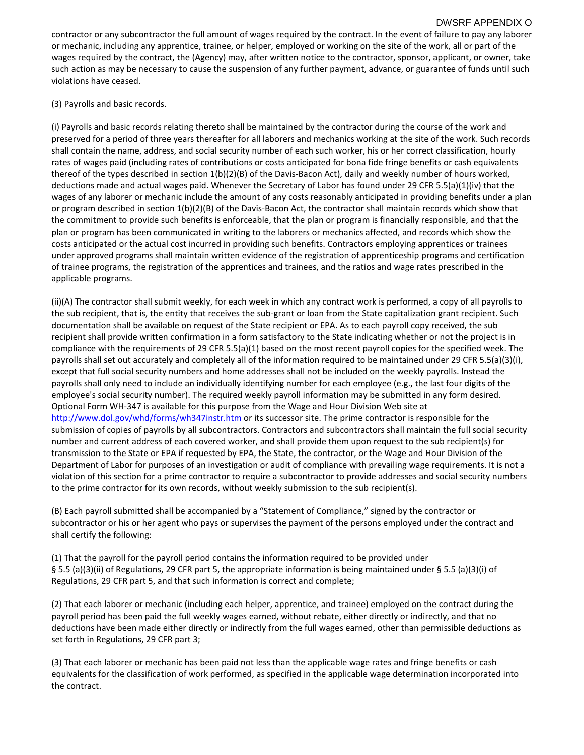contractor or any subcontractor the full amount of wages required by the contract. In the event of failure to pay any laborer or mechanic, including any apprentice, trainee, or helper, employed or working on the site of the work, all or part of the wages required by the contract, the (Agency) may, after written notice to the contractor, sponsor, applicant, or owner, take such action as may be necessary to cause the suspension of any further payment, advance, or guarantee of funds until such violations have ceased.

(3) Payrolls and basic records.

(i) Payrolls and basic records relating thereto shall be maintained by the contractor during the course of the work and preserved for a period of three years thereafter for all laborers and mechanics working at the site of the work. Such records shall contain the name, address, and social security number of each such worker, his or her correct classification, hourly rates of wages paid (including rates of contributions or costs anticipated for bona fide fringe benefits or cash equivalents thereof of the types described in section 1(b)(2)(B) of the Davis-Bacon Act), daily and weekly number of hours worked, deductions made and actual wages paid. Whenever the Secretary of Labor has found under 29 CFR 5.5(a)(1)(iv) that the wages of any laborer or mechanic include the amount of any costs reasonably anticipated in providing benefits under a plan or program described in section 1(b)(2)(B) of the Davis-Bacon Act, the contractor shall maintain records which show that the commitment to provide such benefits is enforceable, that the plan or program is financially responsible, and that the plan or program has been communicated in writing to the laborers or mechanics affected, and records which show the costs anticipated or the actual cost incurred in providing such benefits. Contractors employing apprentices or trainees under approved programs shall maintain written evidence of the registration of apprenticeship programs and certification of trainee programs, the registration of the apprentices and trainees, and the ratios and wage rates prescribed in the applicable programs.

(ii)(A) The contractor shall submit weekly, for each week in which any contract work is performed, a copy of all payrolls to the sub recipient, that is, the entity that receives the sub-grant or loan from the State capitalization grant recipient. Such documentation shall be available on request of the State recipient or EPA. As to each payroll copy received, the sub recipient shall provide written confirmation in a form satisfactory to the State indicating whether or not the project is in compliance with the requirements of 29 CFR 5.5(a)(1) based on the most recent payroll copies for the specified week. The payrolls shall set out accurately and completely all of the information required to be maintained under 29 CFR 5.5(a)(3)(i), except that full social security numbers and home addresses shall not be included on the weekly payrolls. Instead the payrolls shall only need to include an individually identifying number for each employee (e.g., the last four digits of the employee's social security number). The required weekly payroll information may be submitted in any form desired. Optional Form WH-347 is available for this purpose from the Wage and Hour Division Web site at http://www.dol.gov/whd/forms/wh347instr.htm or its successor site. The prime contractor is responsible for the submission of copies of payrolls by all subcontractors. Contractors and subcontractors shall maintain the full social security number and current address of each covered worker, and shall provide them upon request to the sub recipient(s) for transmission to the State or EPA if requested by EPA, the State, the contractor, or the Wage and Hour Division of the Department of Labor for purposes of an investigation or audit of compliance with prevailing wage requirements. It is not a violation of this section for a prime contractor to require a subcontractor to provide addresses and social security numbers to the prime contractor for its own records, without weekly submission to the sub recipient(s).

(B) Each payroll submitted shall be accompanied by a "Statement of Compliance," signed by the contractor or subcontractor or his or her agent who pays or supervises the payment of the persons employed under the contract and shall certify the following:

(1) That the payroll for the payroll period contains the information required to be provided under § 5.5 (a)(3)(ii) of Regulations, 29 CFR part 5, the appropriate information is being maintained under § 5.5 (a)(3)(i) of Regulations, 29 CFR part 5, and that such information is correct and complete;

(2) That each laborer or mechanic (including each helper, apprentice, and trainee) employed on the contract during the payroll period has been paid the full weekly wages earned, without rebate, either directly or indirectly, and that no deductions have been made either directly or indirectly from the full wages earned, other than permissible deductions as set forth in Regulations, 29 CFR part 3;

(3) That each laborer or mechanic has been paid not less than the applicable wage rates and fringe benefits or cash equivalents for the classification of work performed, as specified in the applicable wage determination incorporated into the contract.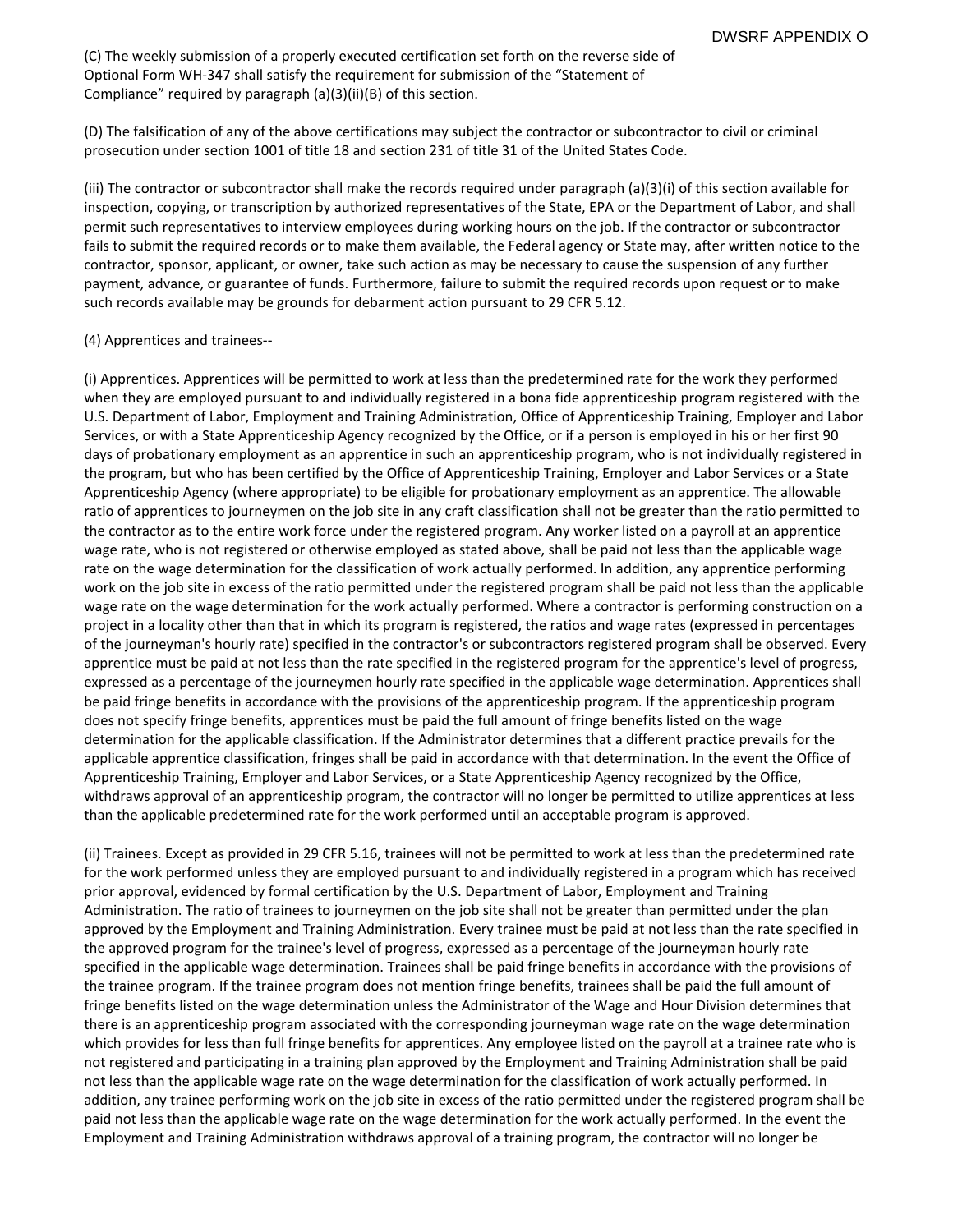(C) The weekly submission of a properly executed certification set forth on the reverse side of Optional Form WH-347 shall satisfy the requirement for submission of the "Statement of Compliance" required by paragraph (a)(3)(ii)(B) of this section.

(D) The falsification of any of the above certifications may subject the contractor or subcontractor to civil or criminal prosecution under section 1001 of title 18 and section 231 of title 31 of the United States Code.

(iii) The contractor or subcontractor shall make the records required under paragraph (a)(3)(i) of this section available for inspection, copying, or transcription by authorized representatives of the State, EPA or the Department of Labor, and shall permit such representatives to interview employees during working hours on the job. If the contractor or subcontractor fails to submit the required records or to make them available, the Federal agency or State may, after written notice to the contractor, sponsor, applicant, or owner, take such action as may be necessary to cause the suspension of any further payment, advance, or guarantee of funds. Furthermore, failure to submit the required records upon request or to make such records available may be grounds for debarment action pursuant to 29 CFR 5.12.

(4) Apprentices and trainees--

(i) Apprentices. Apprentices will be permitted to work at less than the predetermined rate for the work they performed when they are employed pursuant to and individually registered in a bona fide apprenticeship program registered with the U.S. Department of Labor, Employment and Training Administration, Office of Apprenticeship Training, Employer and Labor Services, or with a State Apprenticeship Agency recognized by the Office, or if a person is employed in his or her first 90 days of probationary employment as an apprentice in such an apprenticeship program, who is not individually registered in the program, but who has been certified by the Office of Apprenticeship Training, Employer and Labor Services or a State Apprenticeship Agency (where appropriate) to be eligible for probationary employment as an apprentice. The allowable ratio of apprentices to journeymen on the job site in any craft classification shall not be greater than the ratio permitted to the contractor as to the entire work force under the registered program. Any worker listed on a payroll at an apprentice wage rate, who is not registered or otherwise employed as stated above, shall be paid not less than the applicable wage rate on the wage determination for the classification of work actually performed. In addition, any apprentice performing work on the job site in excess of the ratio permitted under the registered program shall be paid not less than the applicable wage rate on the wage determination for the work actually performed. Where a contractor is performing construction on a project in a locality other than that in which its program is registered, the ratios and wage rates (expressed in percentages of the journeyman's hourly rate) specified in the contractor's or subcontractors registered program shall be observed. Every apprentice must be paid at not less than the rate specified in the registered program for the apprentice's level of progress, expressed as a percentage of the journeymen hourly rate specified in the applicable wage determination. Apprentices shall be paid fringe benefits in accordance with the provisions of the apprenticeship program. If the apprenticeship program does not specify fringe benefits, apprentices must be paid the full amount of fringe benefits listed on the wage determination for the applicable classification. If the Administrator determines that a different practice prevails for the applicable apprentice classification, fringes shall be paid in accordance with that determination. In the event the Office of Apprenticeship Training, Employer and Labor Services, or a State Apprenticeship Agency recognized by the Office, withdraws approval of an apprenticeship program, the contractor will no longer be permitted to utilize apprentices at less than the applicable predetermined rate for the work performed until an acceptable program is approved.

(ii) Trainees. Except as provided in 29 CFR 5.16, trainees will not be permitted to work at less than the predetermined rate for the work performed unless they are employed pursuant to and individually registered in a program which has received prior approval, evidenced by formal certification by the U.S. Department of Labor, Employment and Training Administration. The ratio of trainees to journeymen on the job site shall not be greater than permitted under the plan approved by the Employment and Training Administration. Every trainee must be paid at not less than the rate specified in the approved program for the trainee's level of progress, expressed as a percentage of the journeyman hourly rate specified in the applicable wage determination. Trainees shall be paid fringe benefits in accordance with the provisions of the trainee program. If the trainee program does not mention fringe benefits, trainees shall be paid the full amount of fringe benefits listed on the wage determination unless the Administrator of the Wage and Hour Division determines that there is an apprenticeship program associated with the corresponding journeyman wage rate on the wage determination which provides for less than full fringe benefits for apprentices. Any employee listed on the payroll at a trainee rate who is not registered and participating in a training plan approved by the Employment and Training Administration shall be paid not less than the applicable wage rate on the wage determination for the classification of work actually performed. In addition, any trainee performing work on the job site in excess of the ratio permitted under the registered program shall be paid not less than the applicable wage rate on the wage determination for the work actually performed. In the event the Employment and Training Administration withdraws approval of a training program, the contractor will no longer be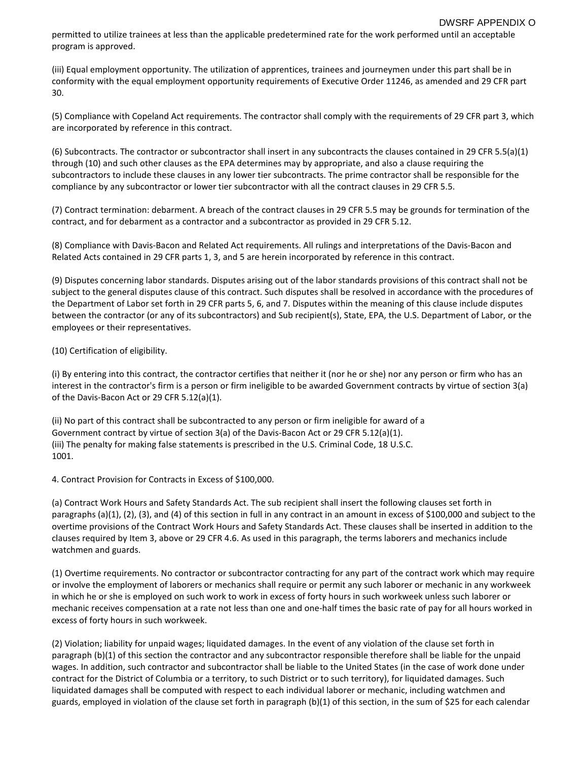permitted to utilize trainees at less than the applicable predetermined rate for the work performed until an acceptable program is approved.

(iii) Equal employment opportunity. The utilization of apprentices, trainees and journeymen under this part shall be in conformity with the equal employment opportunity requirements of Executive Order 11246, as amended and 29 CFR part 30.

(5) Compliance with Copeland Act requirements. The contractor shall comply with the requirements of 29 CFR part 3, which are incorporated by reference in this contract.

(6) Subcontracts. The contractor or subcontractor shall insert in any subcontracts the clauses contained in 29 CFR 5.5(a)(1) through (10) and such other clauses as the EPA determines may by appropriate, and also a clause requiring the subcontractors to include these clauses in any lower tier subcontracts. The prime contractor shall be responsible for the compliance by any subcontractor or lower tier subcontractor with all the contract clauses in 29 CFR 5.5.

(7) Contract termination: debarment. A breach of the contract clauses in 29 CFR 5.5 may be grounds for termination of the contract, and for debarment as a contractor and a subcontractor as provided in 29 CFR 5.12.

(8) Compliance with Davis-Bacon and Related Act requirements. All rulings and interpretations of the Davis-Bacon and Related Acts contained in 29 CFR parts 1, 3, and 5 are herein incorporated by reference in this contract.

(9) Disputes concerning labor standards. Disputes arising out of the labor standards provisions of this contract shall not be subject to the general disputes clause of this contract. Such disputes shall be resolved in accordance with the procedures of the Department of Labor set forth in 29 CFR parts 5, 6, and 7. Disputes within the meaning of this clause include disputes between the contractor (or any of its subcontractors) and Sub recipient(s), State, EPA, the U.S. Department of Labor, or the employees or their representatives.

(10) Certification of eligibility.

(i) By entering into this contract, the contractor certifies that neither it (nor he or she) nor any person or firm who has an interest in the contractor's firm is a person or firm ineligible to be awarded Government contracts by virtue of section 3(a) of the Davis-Bacon Act or 29 CFR 5.12(a)(1).

(ii) No part of this contract shall be subcontracted to any person or firm ineligible for award of a Government contract by virtue of section 3(a) of the Davis-Bacon Act or 29 CFR 5.12(a)(1).
(iii) The penalty for making false statements is prescribed in the U.S. Criminal Code, 18 U.S.C. 1001.

4. Contract Provision for Contracts in Excess of $100,000.

(a) Contract Work Hours and Safety Standards Act. The sub recipient shall insert the following clauses set forth in paragraphs (a)(1), (2), (3), and (4) of this section in full in any contract in an amount in excess of $100,000 and subject to the overtime provisions of the Contract Work Hours and Safety Standards Act. These clauses shall be inserted in addition to the clauses required by Item 3, above or 29 CFR 4.6. As used in this paragraph, the terms laborers and mechanics include watchmen and guards.

(1) Overtime requirements. No contractor or subcontractor contracting for any part of the contract work which may require or involve the employment of laborers or mechanics shall require or permit any such laborer or mechanic in any workweek in which he or she is employed on such work to work in excess of forty hours in such workweek unless such laborer or mechanic receives compensation at a rate not less than one and one-half times the basic rate of pay for all hours worked in excess of forty hours in such workweek.

(2) Violation; liability for unpaid wages; liquidated damages. In the event of any violation of the clause set forth in paragraph (b)(1) of this section the contractor and any subcontractor responsible therefore shall be liable for the unpaid wages. In addition, such contractor and subcontractor shall be liable to the United States (in the case of work done under contract for the District of Columbia or a territory, to such District or to such territory), for liquidated damages. Such liquidated damages shall be computed with respect to each individual laborer or mechanic, including watchmen and guards, employed in violation of the clause set forth in paragraph (b)(1) of this section, in the sum of $25 for each calendar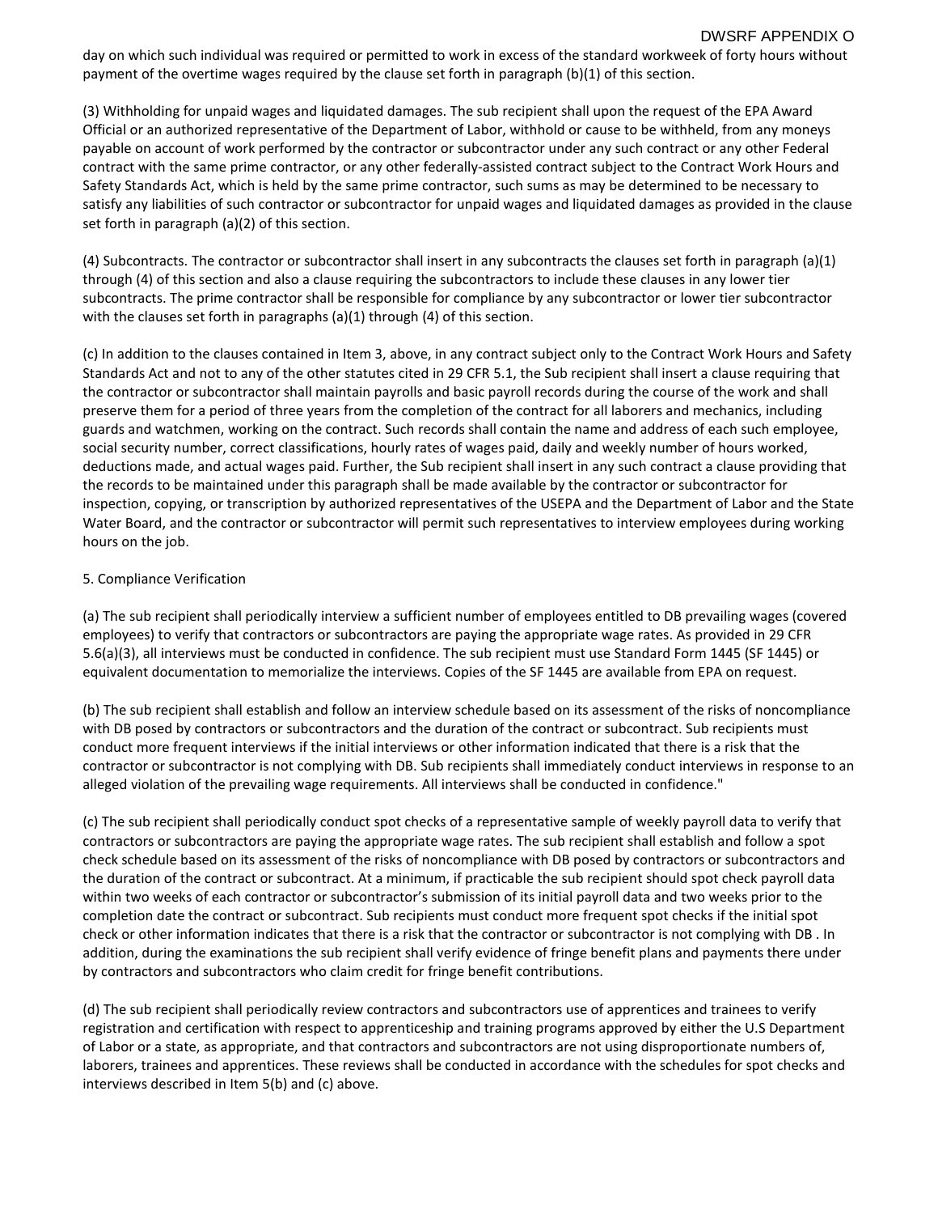day on which such individual was required or permitted to work in excess of the standard workweek of forty hours without payment of the overtime wages required by the clause set forth in paragraph (b)(1) of this section.

(3) Withholding for unpaid wages and liquidated damages. The sub recipient shall upon the request of the EPA Award Official or an authorized representative of the Department of Labor, withhold or cause to be withheld, from any moneys payable on account of work performed by the contractor or subcontractor under any such contract or any other Federal contract with the same prime contractor, or any other federally-assisted contract subject to the Contract Work Hours and Safety Standards Act, which is held by the same prime contractor, such sums as may be determined to be necessary to satisfy any liabilities of such contractor or subcontractor for unpaid wages and liquidated damages as provided in the clause set forth in paragraph (a)(2) of this section.

(4) Subcontracts. The contractor or subcontractor shall insert in any subcontracts the clauses set forth in paragraph (a)(1) through (4) of this section and also a clause requiring the subcontractors to include these clauses in any lower tier subcontracts. The prime contractor shall be responsible for compliance by any subcontractor or lower tier subcontractor with the clauses set forth in paragraphs (a)(1) through (4) of this section.

(c) In addition to the clauses contained in Item 3, above, in any contract subject only to the Contract Work Hours and Safety Standards Act and not to any of the other statutes cited in 29 CFR 5.1, the Sub recipient shall insert a clause requiring that the contractor or subcontractor shall maintain payrolls and basic payroll records during the course of the work and shall preserve them for a period of three years from the completion of the contract for all laborers and mechanics, including guards and watchmen, working on the contract. Such records shall contain the name and address of each such employee, social security number, correct classifications, hourly rates of wages paid, daily and weekly number of hours worked, deductions made, and actual wages paid. Further, the Sub recipient shall insert in any such contract a clause providing that the records to be maintained under this paragraph shall be made available by the contractor or subcontractor for inspection, copying, or transcription by authorized representatives of the USEPA and the Department of Labor and the State Water Board, and the contractor or subcontractor will permit such representatives to interview employees during working hours on the job.

5. Compliance Verification

(a) The sub recipient shall periodically interview a sufficient number of employees entitled to DB prevailing wages (covered employees) to verify that contractors or subcontractors are paying the appropriate wage rates. As provided in 29 CFR 5.6(a)(3), all interviews must be conducted in confidence. The sub recipient must use Standard Form 1445 (SF 1445) or equivalent documentation to memorialize the interviews. Copies of the SF 1445 are available from EPA on request.

(b) The sub recipient shall establish and follow an interview schedule based on its assessment of the risks of noncompliance with DB posed by contractors or subcontractors and the duration of the contract or subcontract. Sub recipients must conduct more frequent interviews if the initial interviews or other information indicated that there is a risk that the contractor or subcontractor is not complying with DB. Sub recipients shall immediately conduct interviews in response to an alleged violation of the prevailing wage requirements. All interviews shall be conducted in confidence."

(c) The sub recipient shall periodically conduct spot checks of a representative sample of weekly payroll data to verify that contractors or subcontractors are paying the appropriate wage rates. The sub recipient shall establish and follow a spot check schedule based on its assessment of the risks of noncompliance with DB posed by contractors or subcontractors and the duration of the contract or subcontract. At a minimum, if practicable the sub recipient should spot check payroll data within two weeks of each contractor or subcontractor's submission of its initial payroll data and two weeks prior to the completion date the contract or subcontract. Sub recipients must conduct more frequent spot checks if the initial spot check or other information indicates that there is a risk that the contractor or subcontractor is not complying with DB . In addition, during the examinations the sub recipient shall verify evidence of fringe benefit plans and payments there under by contractors and subcontractors who claim credit for fringe benefit contributions.

(d) The sub recipient shall periodically review contractors and subcontractors use of apprentices and trainees to verify registration and certification with respect to apprenticeship and training programs approved by either the U.S Department of Labor or a state, as appropriate, and that contractors and subcontractors are not using disproportionate numbers of, laborers, trainees and apprentices. These reviews shall be conducted in accordance with the schedules for spot checks and interviews described in Item 5(b) and (c) above.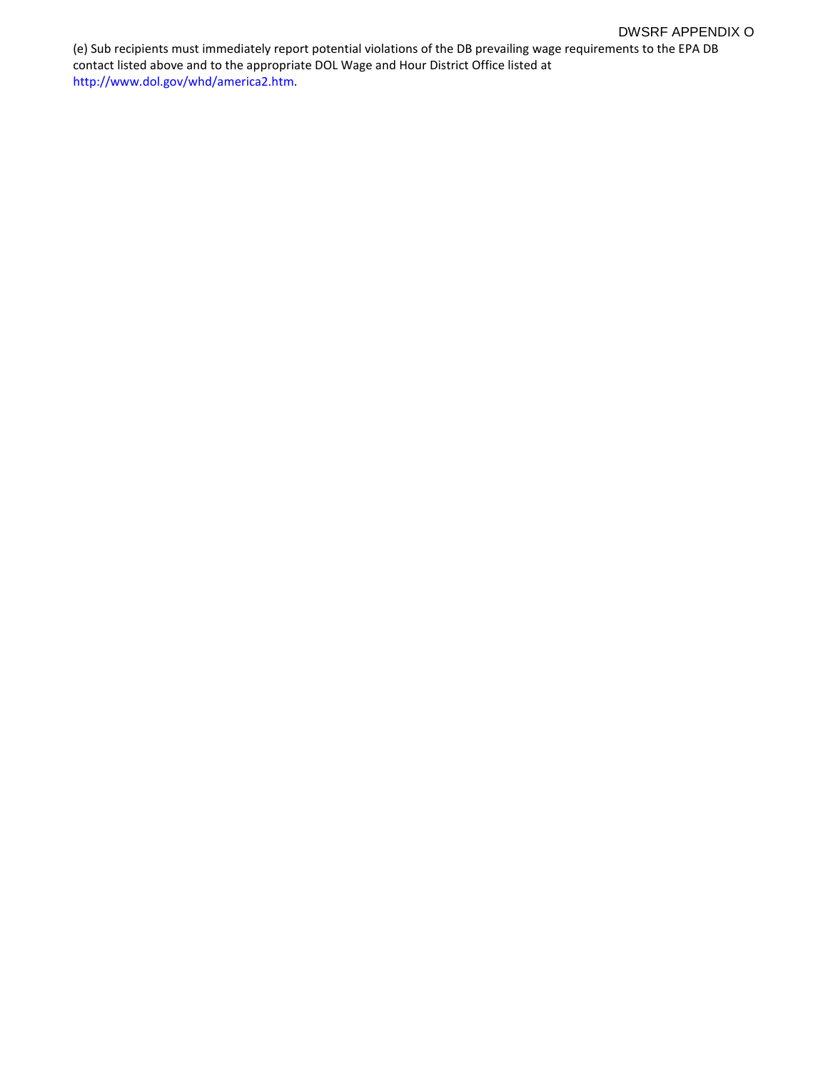(e) Sub recipients must immediately report potential violations of the DB prevailing wage requirements to the EPA DB contact listed above and to the appropriate DOL Wage and Hour District Office listed at http://www.dol.gov/whd/america2.htm.